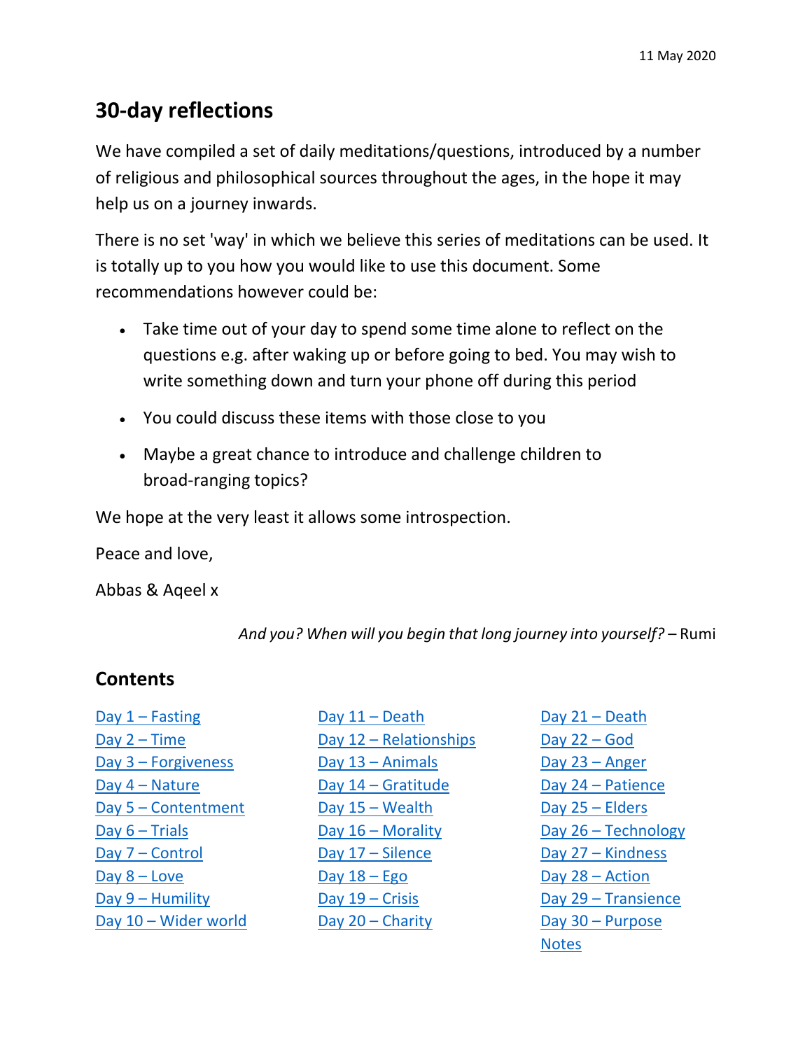11 May 2020

# 30-day reflections

We have compiled a set of daily meditations/questions, introduced by a number of religious and philosophical sources throughout the ages, in the hope it may help us on a journey inwards.

There is no set 'way' in which we believe this series of meditations can be used. It is totally up to you how you would like to use this document. Some recommendations however could be:

- Take time out of your day to spend some time alone to reflect on the questions e.g. after waking up or before going to bed. You may wish to write something down and turn your phone off during this period
- You could discuss these items with those close to you
- Maybe a great chance to introduce and challenge children to broad-ranging topics?

We hope at the very least it allows some introspection.

Peace and love,

Abbas & Aqeel x

*And you? When will you begin that long journey into yourself?* – Rumi

## Contents

- Day 1 – Fasting
- Day 2 – Time
- Day 3 – Forgiveness
- Day 4 – Nature
- Day 5 – Contentment
- Day 6 – Trials
- Day 7 – Control
- Day 8 – Love
- Day 9 – Humility
- Day 10 – Wider world
- Day 11 – Death
- Day 12 – Relationships
- Day 13 – Animals
- Day 14 – Gratitude
- Day 15 – Wealth
- Day 16 – Morality
- Day 17 – Silence
- Day 18 – Ego
- Day 19 – Crisis
- Day 20 – Charity
- Day 21 – Death
- Day 22 – God
- Day 23 – Anger
- Day 24 – Patience
- Day 25 – Elders
- Day 26 – Technology
- Day 27 – Kindness
- Day 28 – Action
- Day 29 – Transience
- Day 30 – Purpose
- Notes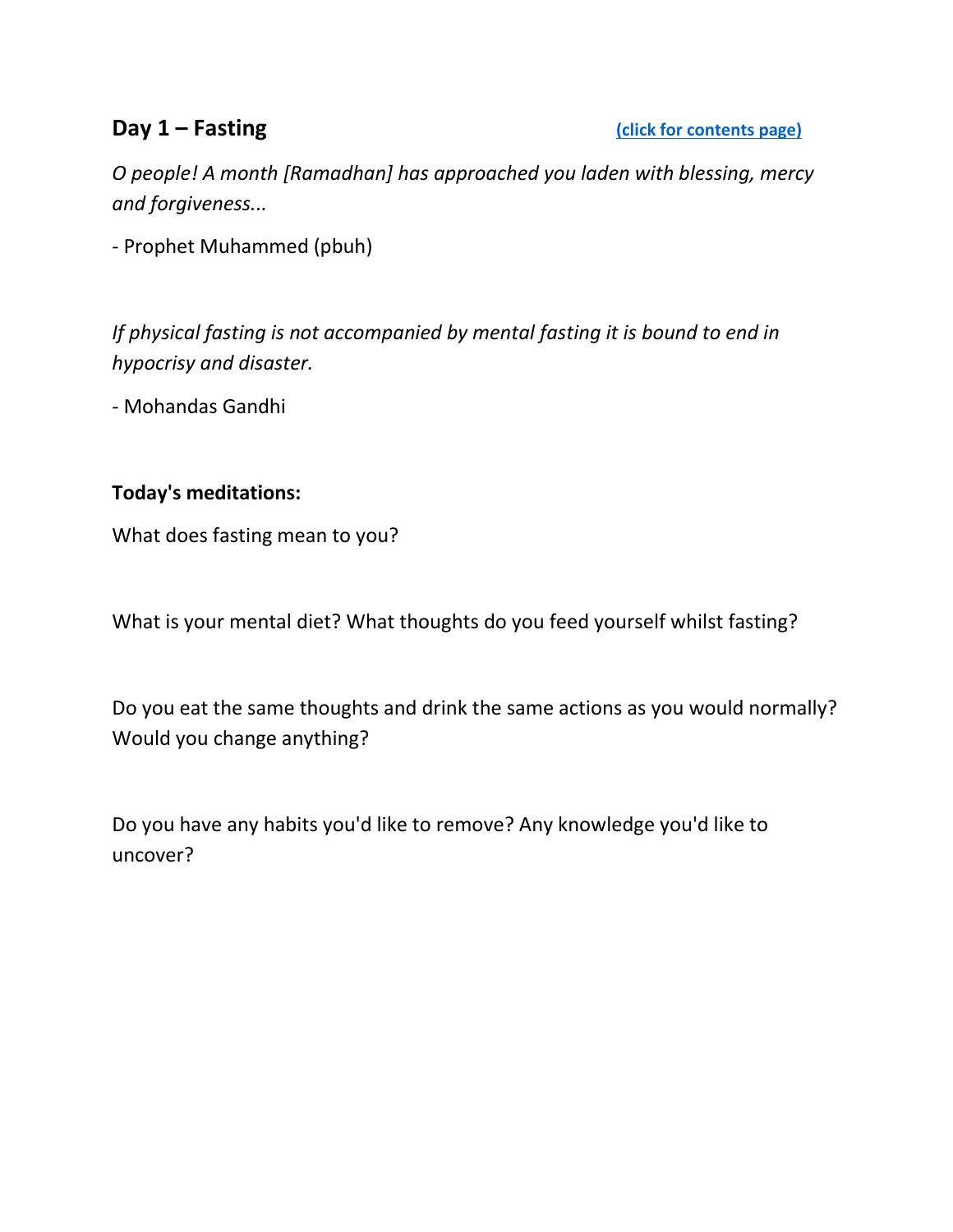## Day 1 – Fasting

(click for contents page)

*O people! A month [Ramadhan] has approached you laden with blessing, mercy and forgiveness...*

- Prophet Muhammed (pbuh)

*If physical fasting is not accompanied by mental fasting it is bound to end in hypocrisy and disaster.*

- Mohandas Gandhi

**Today's meditations:**

What does fasting mean to you?

What is your mental diet? What thoughts do you feed yourself whilst fasting?

Do you eat the same thoughts and drink the same actions as you would normally? Would you change anything?

Do you have any habits you'd like to remove? Any knowledge you'd like to uncover?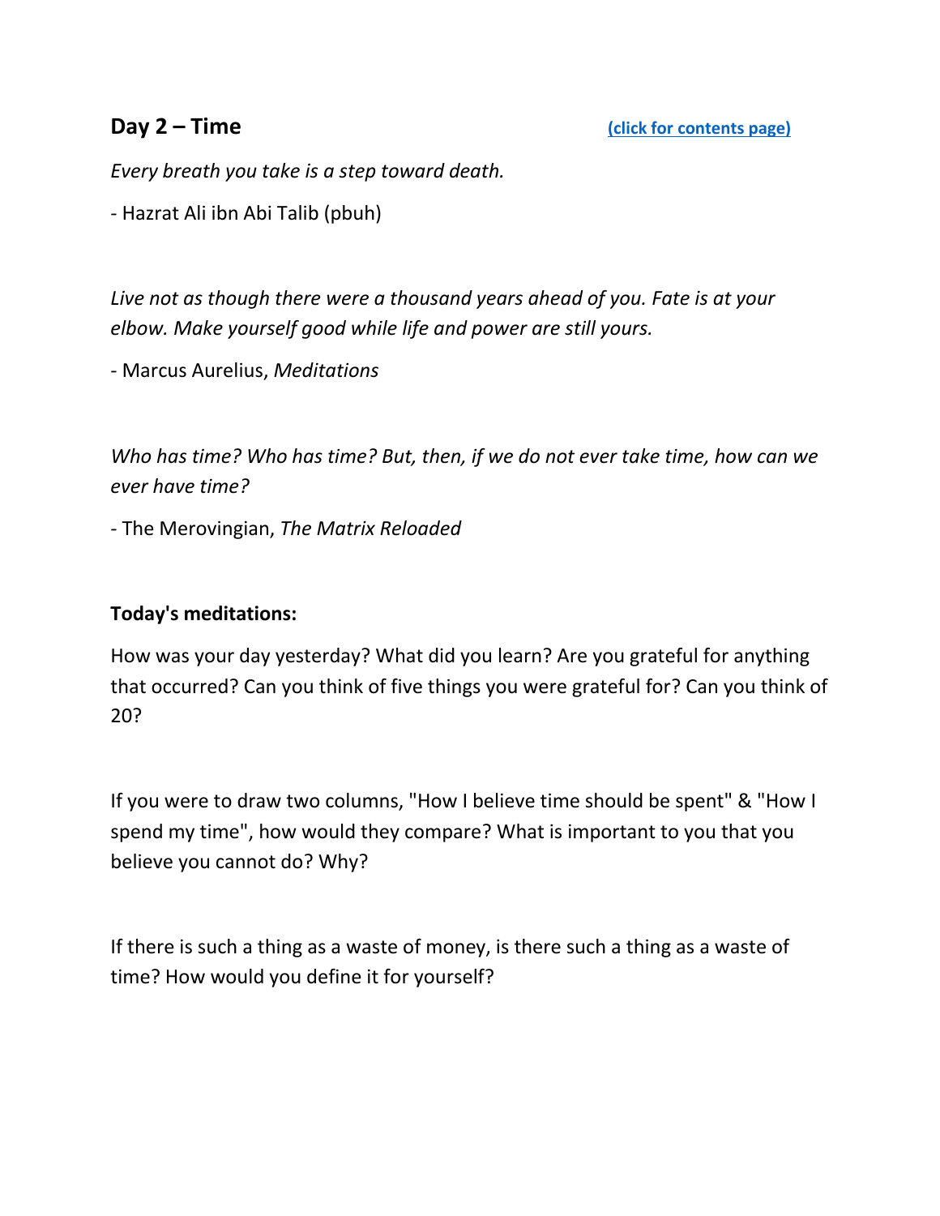## Day 2 – Time

(click for contents page)

*Every breath you take is a step toward death.*

- Hazrat Ali ibn Abi Talib (pbuh)

*Live not as though there were a thousand years ahead of you. Fate is at your elbow. Make yourself good while life and power are still yours.*

- Marcus Aurelius, *Meditations*

*Who has time? Who has time? But, then, if we do not ever take time, how can we ever have time?*

- The Merovingian, *The Matrix Reloaded*

**Today's meditations:**

How was your day yesterday? What did you learn? Are you grateful for anything that occurred? Can you think of five things you were grateful for? Can you think of 20?

If you were to draw two columns, "How I believe time should be spent" & "How I spend my time", how would they compare? What is important to you that you believe you cannot do? Why?

If there is such a thing as a waste of money, is there such a thing as a waste of time? How would you define it for yourself?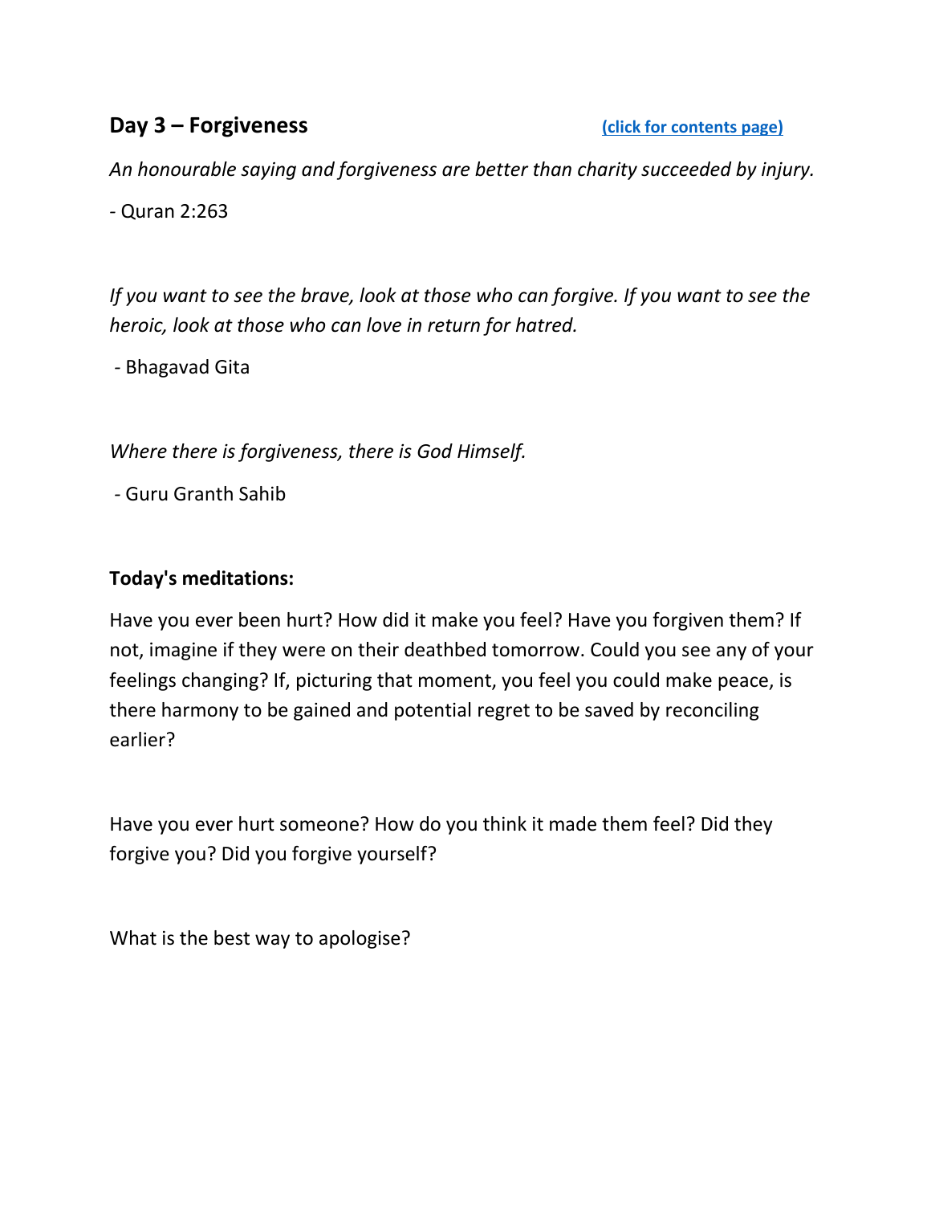## Day 3 – Forgiveness

[(click for contents page)]

*An honourable saying and forgiveness are better than charity succeeded by injury.*

- Quran 2:263

*If you want to see the brave, look at those who can forgive. If you want to see the heroic, look at those who can love in return for hatred.*

- Bhagavad Gita

*Where there is forgiveness, there is God Himself.*

- Guru Granth Sahib

**Today's meditations:**

Have you ever been hurt? How did it make you feel? Have you forgiven them? If not, imagine if they were on their deathbed tomorrow. Could you see any of your feelings changing? If, picturing that moment, you feel you could make peace, is there harmony to be gained and potential regret to be saved by reconciling earlier?

Have you ever hurt someone? How do you think it made them feel? Did they forgive you? Did you forgive yourself?

What is the best way to apologise?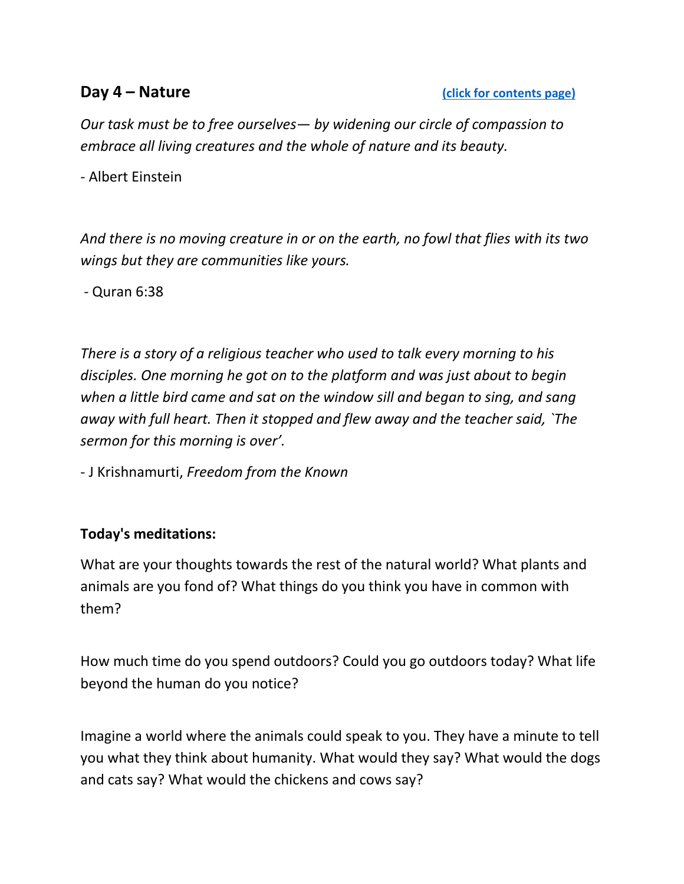## Day 4 – Nature

[(click for contents page)]

*Our task must be to free ourselves— by widening our circle of compassion to embrace all living creatures and the whole of nature and its beauty.*

- Albert Einstein

*And there is no moving creature in or on the earth, no fowl that flies with its two wings but they are communities like yours.*

- Quran 6:38

*There is a story of a religious teacher who used to talk every morning to his disciples. One morning he got on to the platform and was just about to begin when a little bird came and sat on the window sill and began to sing, and sang away with full heart. Then it stopped and flew away and the teacher said, `The sermon for this morning is over'.*

- J Krishnamurti, *Freedom from the Known*

**Today's meditations:**

What are your thoughts towards the rest of the natural world? What plants and animals are you fond of? What things do you think you have in common with them?

How much time do you spend outdoors? Could you go outdoors today? What life beyond the human do you notice?

Imagine a world where the animals could speak to you. They have a minute to tell you what they think about humanity. What would they say? What would the dogs and cats say? What would the chickens and cows say?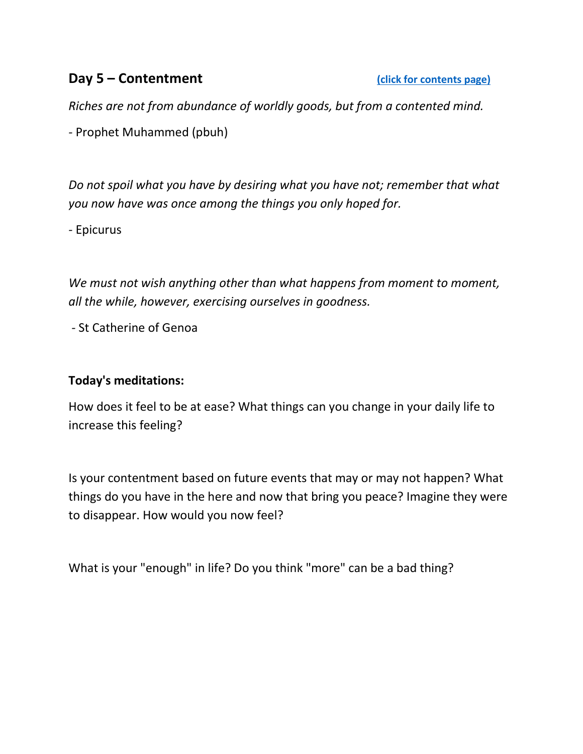## Day 5 – Contentment

(click for contents page)

*Riches are not from abundance of worldly goods, but from a contented mind.*

- Prophet Muhammed (pbuh)

*Do not spoil what you have by desiring what you have not; remember that what you now have was once among the things you only hoped for.*

- Epicurus

*We must not wish anything other than what happens from moment to moment, all the while, however, exercising ourselves in goodness.*

- St Catherine of Genoa

**Today's meditations:**

How does it feel to be at ease? What things can you change in your daily life to increase this feeling?

Is your contentment based on future events that may or may not happen? What things do you have in the here and now that bring you peace? Imagine they were to disappear. How would you now feel?

What is your "enough" in life? Do you think "more" can be a bad thing?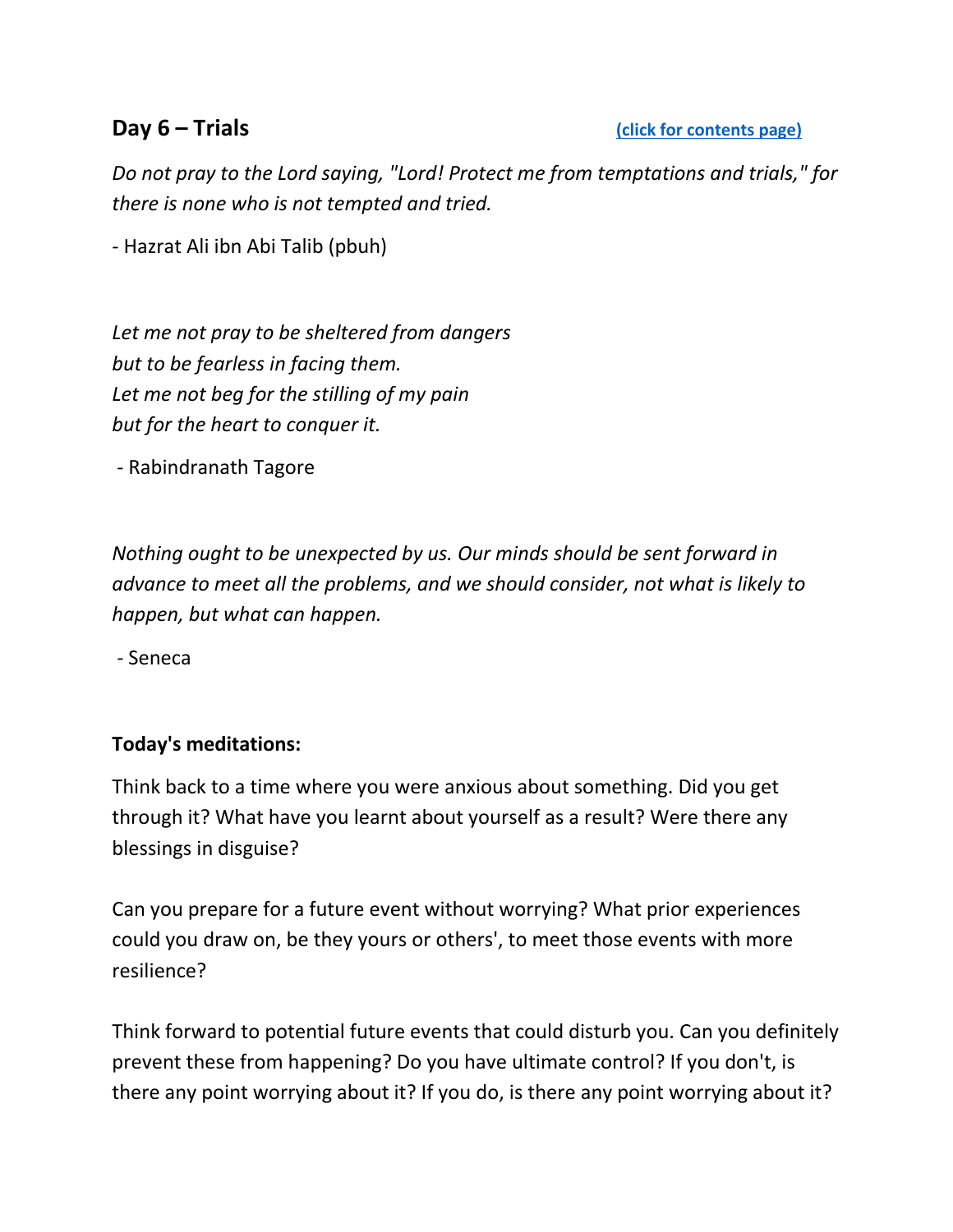## Day 6 – Trials

(click for contents page)

*Do not pray to the Lord saying, "Lord! Protect me from temptations and trials," for there is none who is not tempted and tried.*

- Hazrat Ali ibn Abi Talib (pbuh)

*Let me not pray to be sheltered from dangers*
*but to be fearless in facing them.*
*Let me not beg for the stilling of my pain*
*but for the heart to conquer it.*

- Rabindranath Tagore

*Nothing ought to be unexpected by us. Our minds should be sent forward in advance to meet all the problems, and we should consider, not what is likely to happen, but what can happen.*

- Seneca

**Today's meditations:**

Think back to a time where you were anxious about something. Did you get through it? What have you learnt about yourself as a result? Were there any blessings in disguise?

Can you prepare for a future event without worrying? What prior experiences could you draw on, be they yours or others', to meet those events with more resilience?

Think forward to potential future events that could disturb you. Can you definitely prevent these from happening? Do you have ultimate control? If you don't, is there any point worrying about it? If you do, is there any point worrying about it?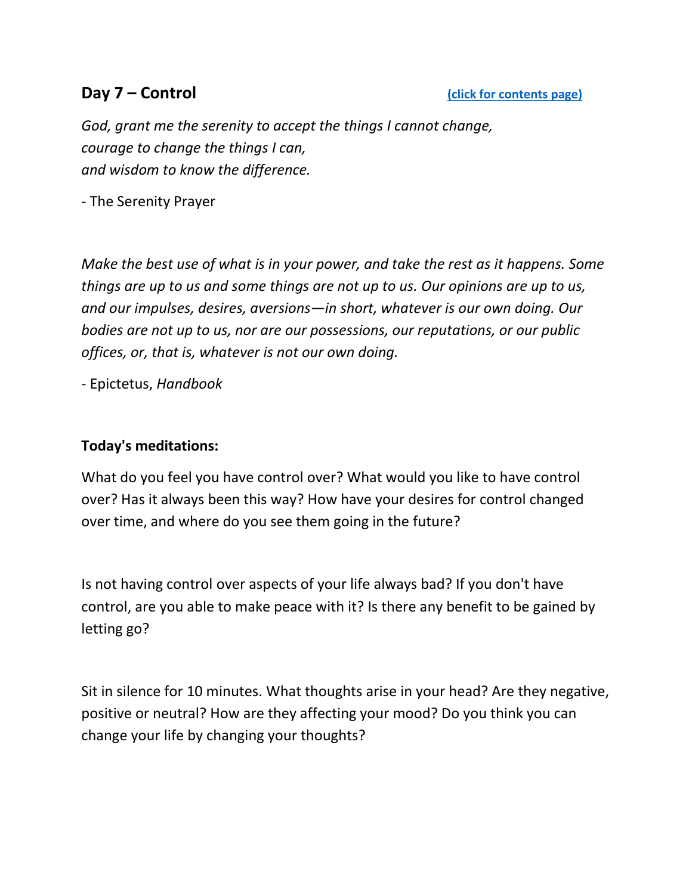## Day 7 – Control

[(click for contents page)]

*God, grant me the serenity to accept the things I cannot change,*
*courage to change the things I can,*
*and wisdom to know the difference.*

- The Serenity Prayer

*Make the best use of what is in your power, and take the rest as it happens. Some things are up to us and some things are not up to us. Our opinions are up to us, and our impulses, desires, aversions—in short, whatever is our own doing. Our bodies are not up to us, nor are our possessions, our reputations, or our public offices, or, that is, whatever is not our own doing.*

- Epictetus, *Handbook*

**Today's meditations:**

What do you feel you have control over? What would you like to have control over? Has it always been this way? How have your desires for control changed over time, and where do you see them going in the future?

Is not having control over aspects of your life always bad? If you don't have control, are you able to make peace with it? Is there any benefit to be gained by letting go?

Sit in silence for 10 minutes. What thoughts arise in your head? Are they negative, positive or neutral? How are they affecting your mood? Do you think you can change your life by changing your thoughts?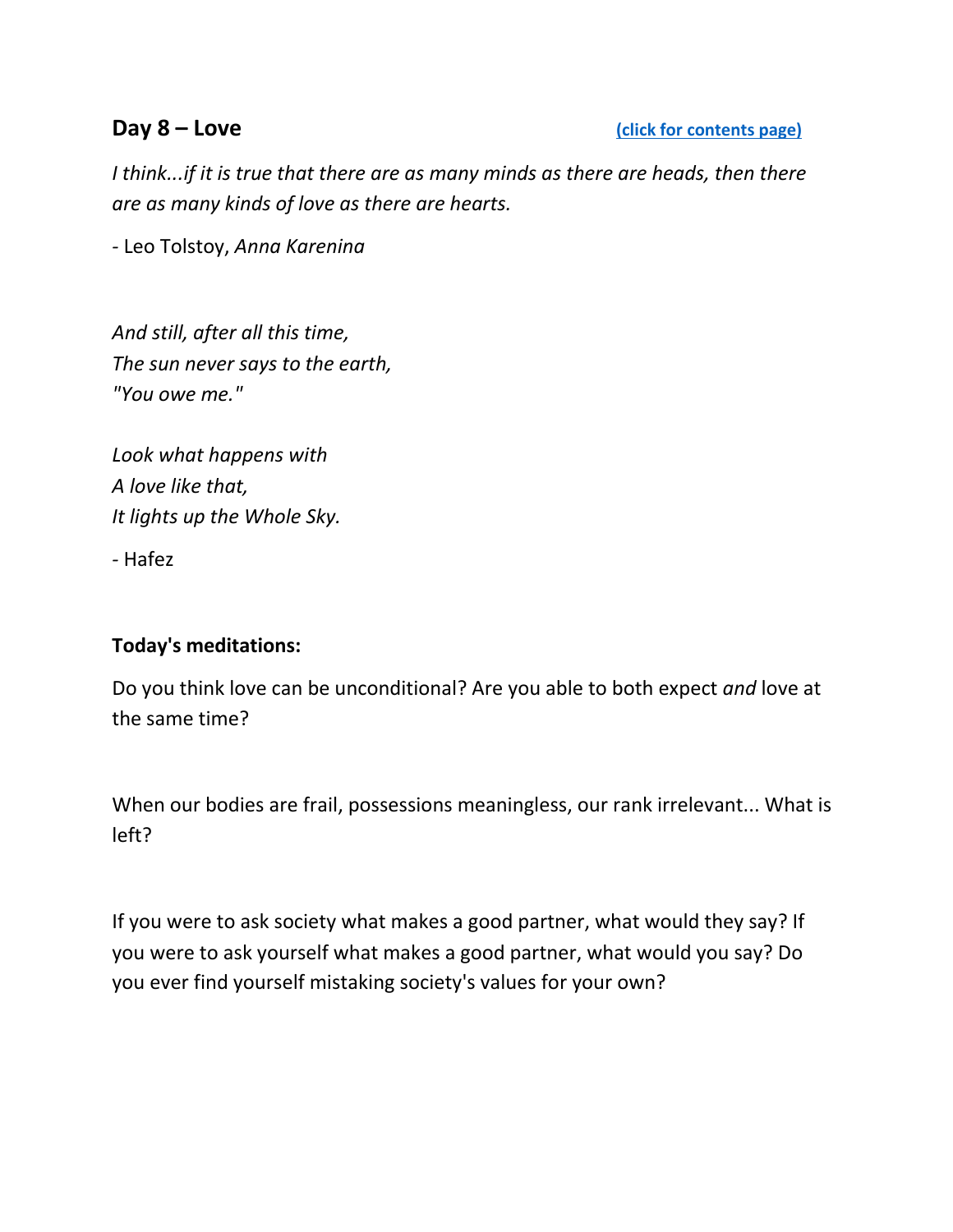## Day 8 – Love

[(click for contents page)]

*I think...if it is true that there are as many minds as there are heads, then there are as many kinds of love as there are hearts.*

- Leo Tolstoy, *Anna Karenina*

*And still, after all this time,*
*The sun never says to the earth,*
*"You owe me."*

*Look what happens with*
*A love like that,*
*It lights up the Whole Sky.*

- Hafez

**Today's meditations:**

Do you think love can be unconditional? Are you able to both expect *and* love at the same time?

When our bodies are frail, possessions meaningless, our rank irrelevant... What is left?

If you were to ask society what makes a good partner, what would they say? If you were to ask yourself what makes a good partner, what would you say? Do you ever find yourself mistaking society's values for your own?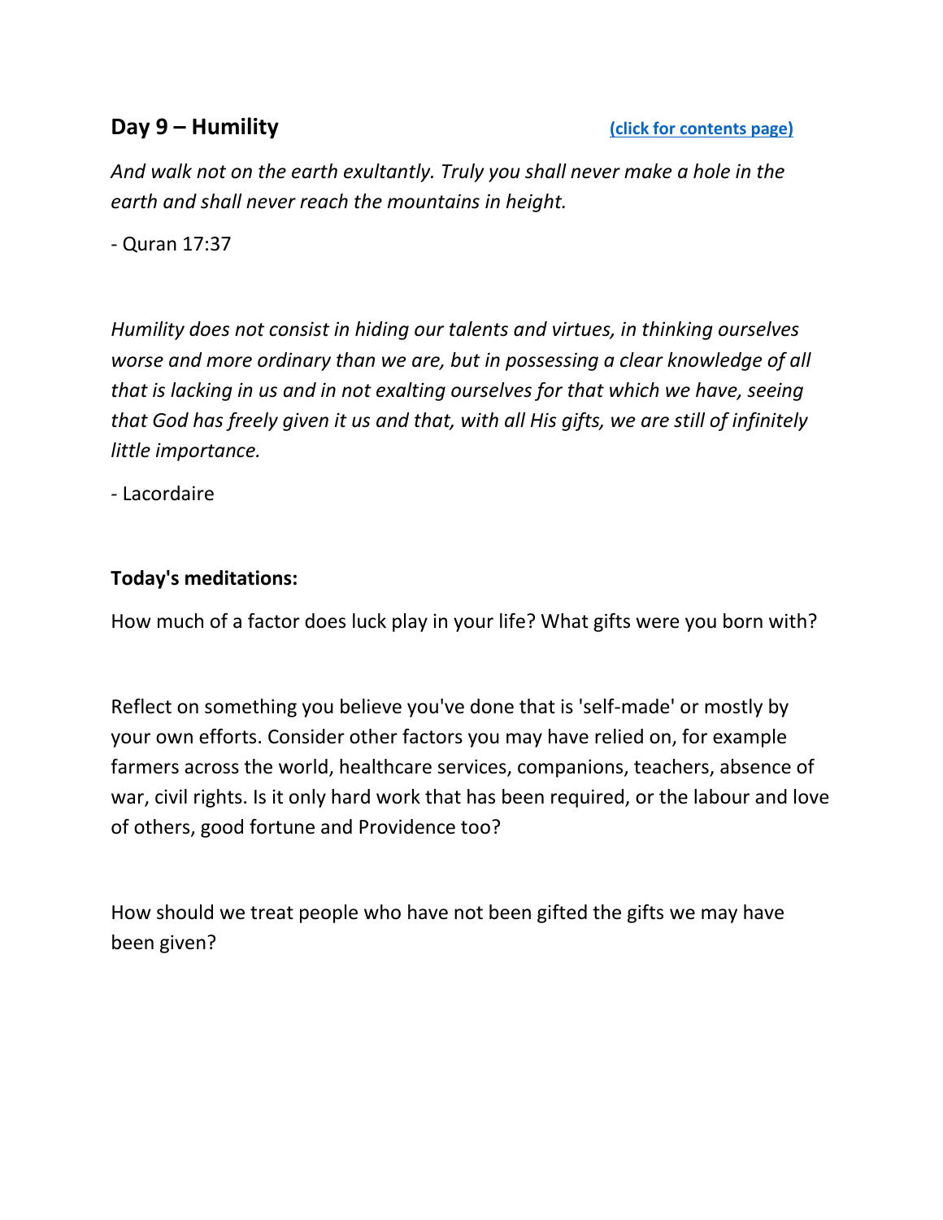## Day 9 – Humility

[(click for contents page)]

*And walk not on the earth exultantly. Truly you shall never make a hole in the earth and shall never reach the mountains in height.*

- Quran 17:37

*Humility does not consist in hiding our talents and virtues, in thinking ourselves worse and more ordinary than we are, but in possessing a clear knowledge of all that is lacking in us and in not exalting ourselves for that which we have, seeing that God has freely given it us and that, with all His gifts, we are still of infinitely little importance.*

- Lacordaire

**Today's meditations:**

How much of a factor does luck play in your life? What gifts were you born with?

Reflect on something you believe you've done that is 'self-made' or mostly by your own efforts. Consider other factors you may have relied on, for example farmers across the world, healthcare services, companions, teachers, absence of war, civil rights. Is it only hard work that has been required, or the labour and love of others, good fortune and Providence too?

How should we treat people who have not been gifted the gifts we may have been given?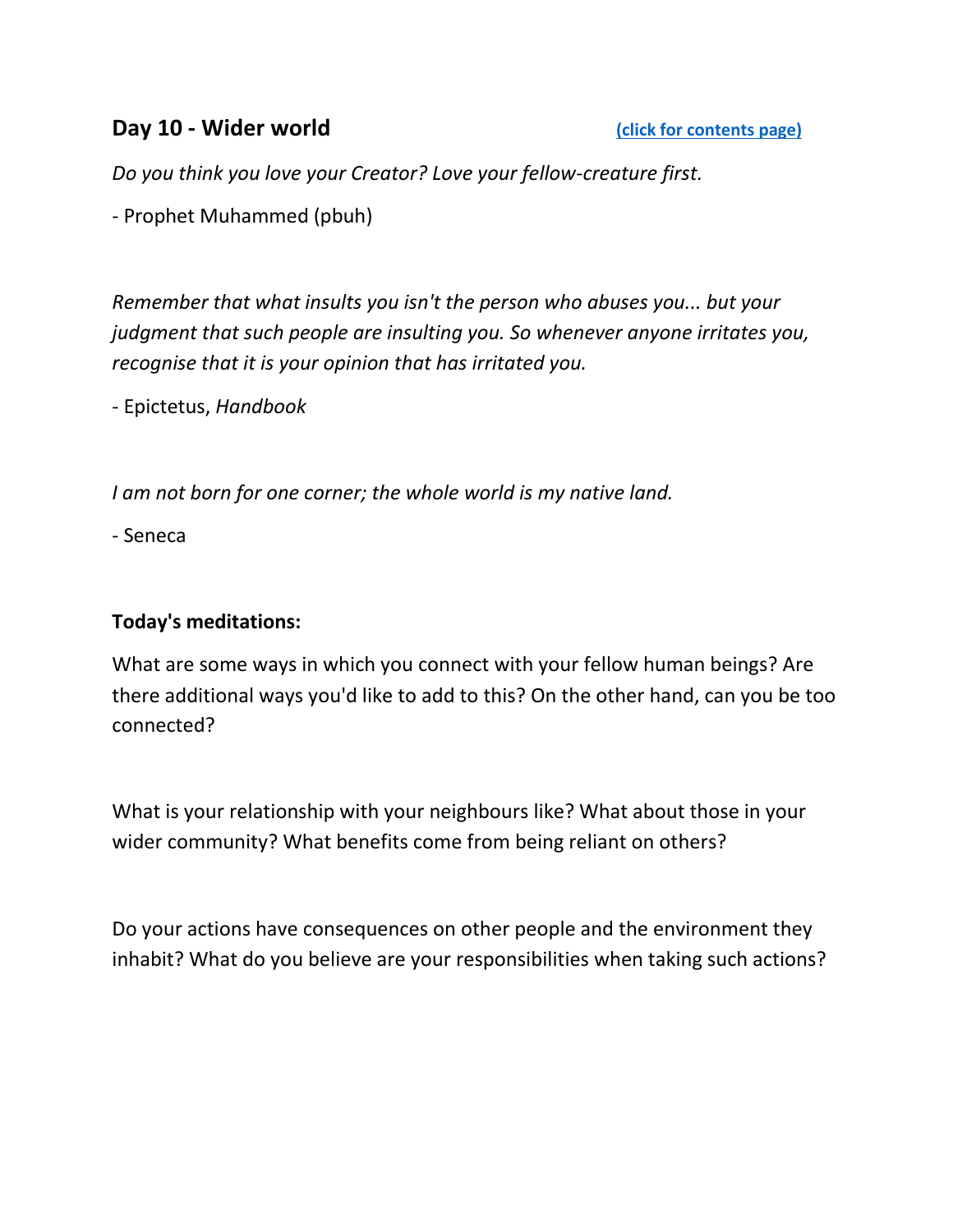## Day 10 - Wider world

[(click for contents page)]

*Do you think you love your Creator? Love your fellow-creature first.*

- Prophet Muhammed (pbuh)

*Remember that what insults you isn't the person who abuses you... but your judgment that such people are insulting you. So whenever anyone irritates you, recognise that it is your opinion that has irritated you.*

- Epictetus, *Handbook*

*I am not born for one corner; the whole world is my native land.*

- Seneca

**Today's meditations:**

What are some ways in which you connect with your fellow human beings? Are there additional ways you'd like to add to this? On the other hand, can you be too connected?

What is your relationship with your neighbours like? What about those in your wider community? What benefits come from being reliant on others?

Do your actions have consequences on other people and the environment they inhabit? What do you believe are your responsibilities when taking such actions?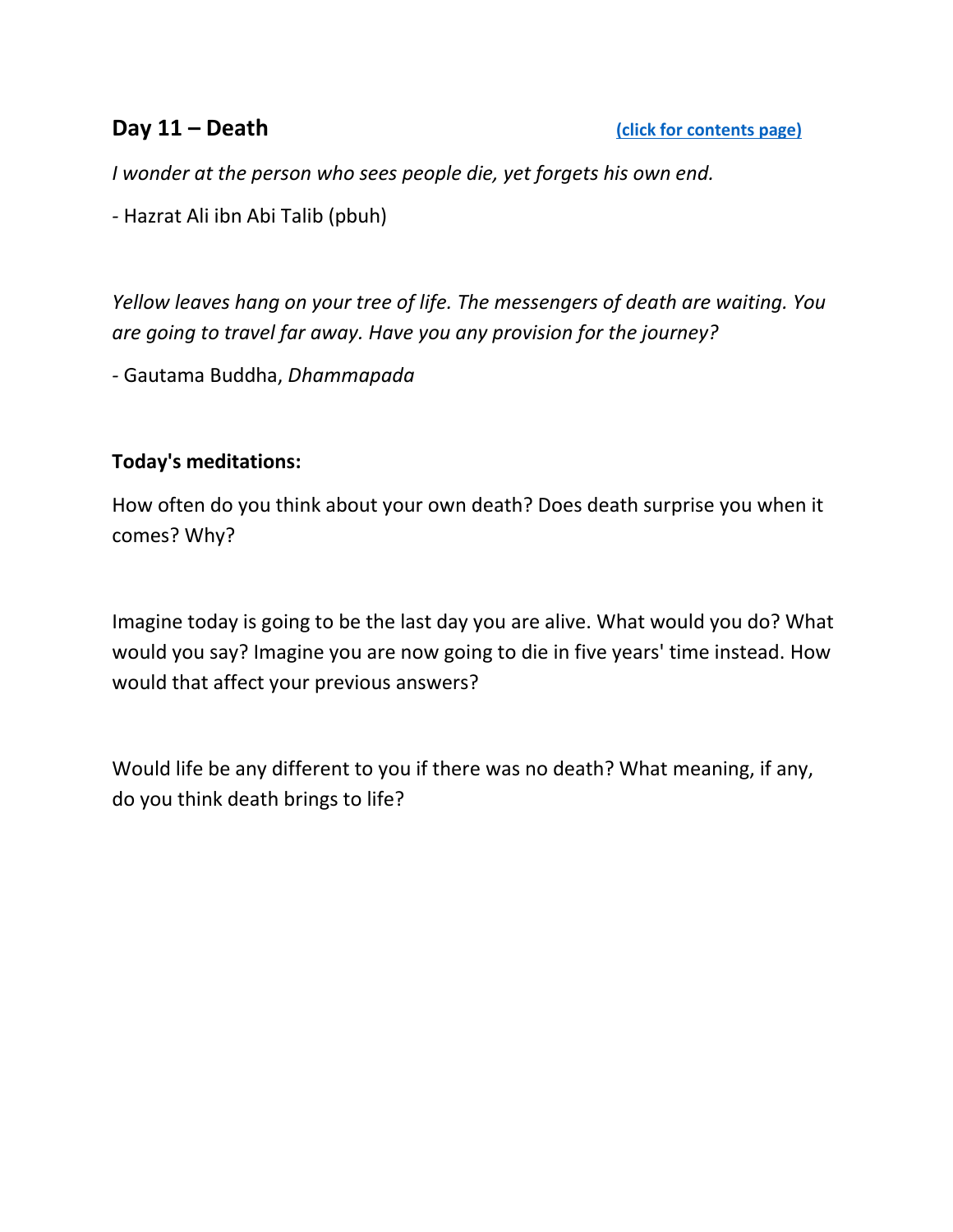## Day 11 – Death

[(click for contents page)]()

*I wonder at the person who sees people die, yet forgets his own end.*

- Hazrat Ali ibn Abi Talib (pbuh)

*Yellow leaves hang on your tree of life. The messengers of death are waiting. You are going to travel far away. Have you any provision for the journey?*

- Gautama Buddha, *Dhammapada*

**Today's meditations:**

How often do you think about your own death? Does death surprise you when it comes? Why?

Imagine today is going to be the last day you are alive. What would you do? What would you say? Imagine you are now going to die in five years' time instead. How would that affect your previous answers?

Would life be any different to you if there was no death? What meaning, if any, do you think death brings to life?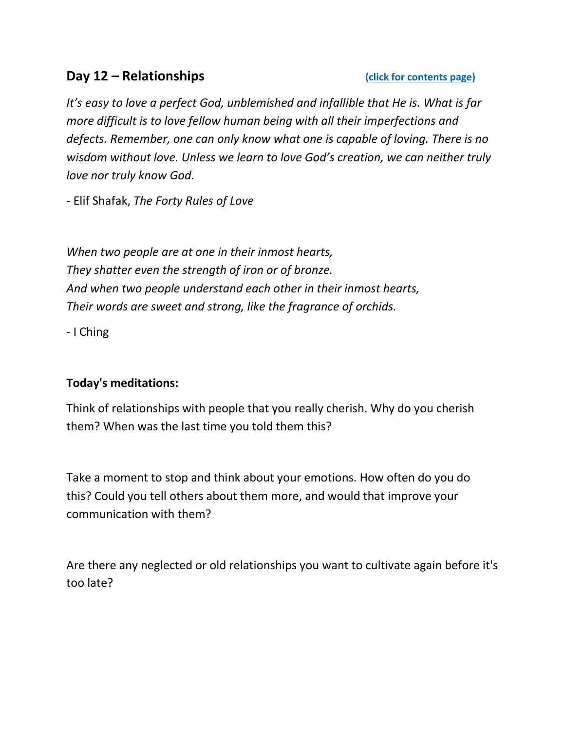## Day 12 – Relationships

[(click for contents page)]

*It's easy to love a perfect God, unblemished and infallible that He is. What is far more difficult is to love fellow human being with all their imperfections and defects. Remember, one can only know what one is capable of loving. There is no wisdom without love. Unless we learn to love God's creation, we can neither truly love nor truly know God.*

\- Elif Shafak, *The Forty Rules of Love*

*When two people are at one in their inmost hearts,*
*They shatter even the strength of iron or of bronze.*
*And when two people understand each other in their inmost hearts,*
*Their words are sweet and strong, like the fragrance of orchids.*

\- I Ching

**Today's meditations:**

Think of relationships with people that you really cherish. Why do you cherish them? When was the last time you told them this?

Take a moment to stop and think about your emotions. How often do you do this? Could you tell others about them more, and would that improve your communication with them?

Are there any neglected or old relationships you want to cultivate again before it's too late?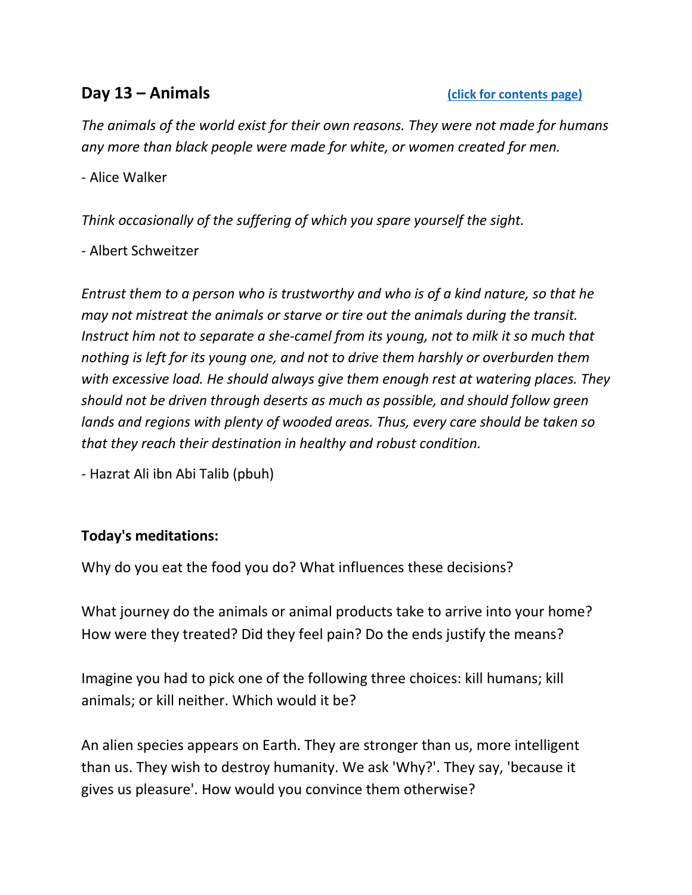## Day 13 – Animals

[(click for contents page)]

*The animals of the world exist for their own reasons. They were not made for humans any more than black people were made for white, or women created for men.*

- Alice Walker

*Think occasionally of the suffering of which you spare yourself the sight.*

- Albert Schweitzer

*Entrust them to a person who is trustworthy and who is of a kind nature, so that he may not mistreat the animals or starve or tire out the animals during the transit. Instruct him not to separate a she-camel from its young, not to milk it so much that nothing is left for its young one, and not to drive them harshly or overburden them with excessive load. He should always give them enough rest at watering places. They should not be driven through deserts as much as possible, and should follow green lands and regions with plenty of wooded areas. Thus, every care should be taken so that they reach their destination in healthy and robust condition.*

- Hazrat Ali ibn Abi Talib (pbuh)

**Today's meditations:**

Why do you eat the food you do? What influences these decisions?

What journey do the animals or animal products take to arrive into your home? How were they treated? Did they feel pain? Do the ends justify the means?

Imagine you had to pick one of the following three choices: kill humans; kill animals; or kill neither. Which would it be?

An alien species appears on Earth. They are stronger than us, more intelligent than us. They wish to destroy humanity. We ask 'Why?'. They say, 'because it gives us pleasure'. How would you convince them otherwise?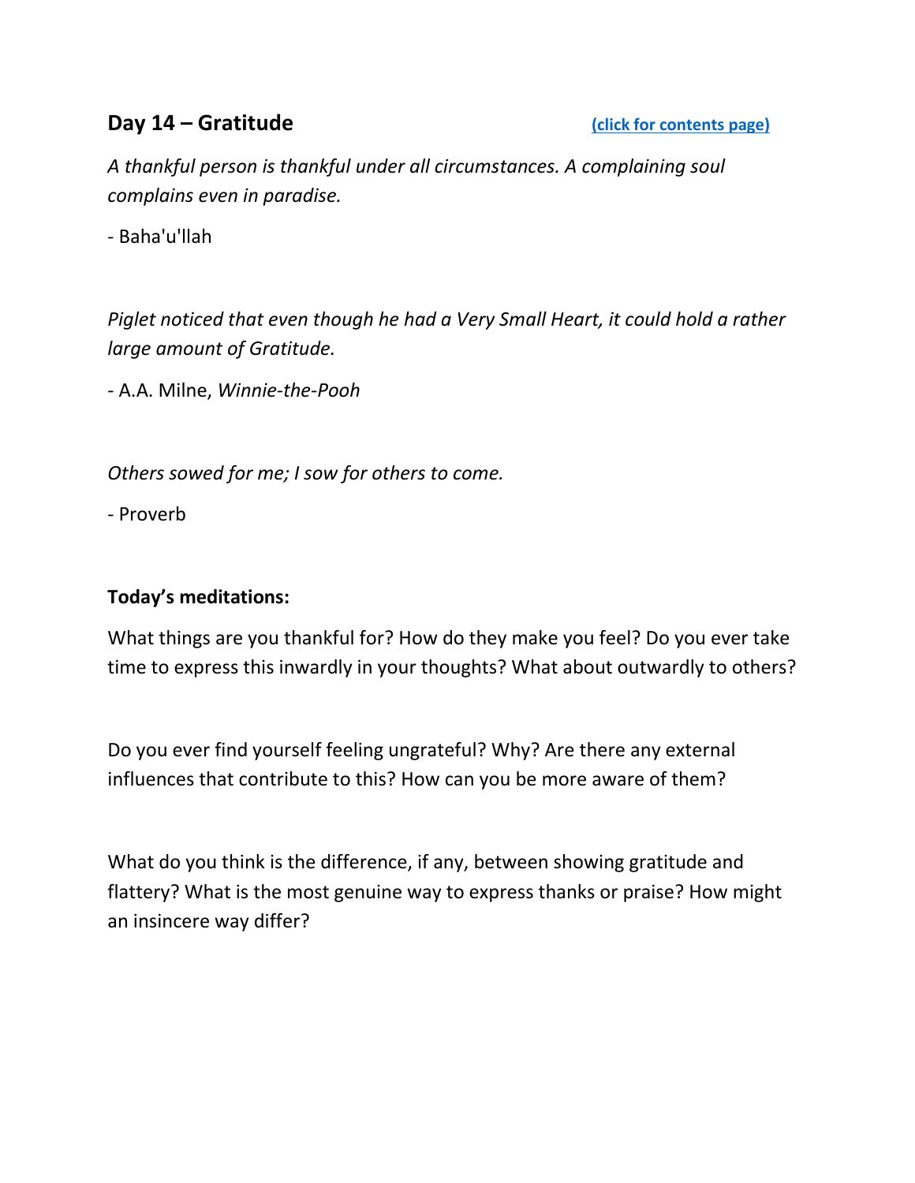## Day 14 – Gratitude

[(click for contents page)]

*A thankful person is thankful under all circumstances. A complaining soul complains even in paradise.*

- Baha'u'llah

*Piglet noticed that even though he had a Very Small Heart, it could hold a rather large amount of Gratitude.*

- A.A. Milne, *Winnie-the-Pooh*

*Others sowed for me; I sow for others to come.*

- Proverb

**Today's meditations:**

What things are you thankful for? How do they make you feel? Do you ever take time to express this inwardly in your thoughts? What about outwardly to others?

Do you ever find yourself feeling ungrateful? Why? Are there any external influences that contribute to this? How can you be more aware of them?

What do you think is the difference, if any, between showing gratitude and flattery? What is the most genuine way to express thanks or praise? How might an insincere way differ?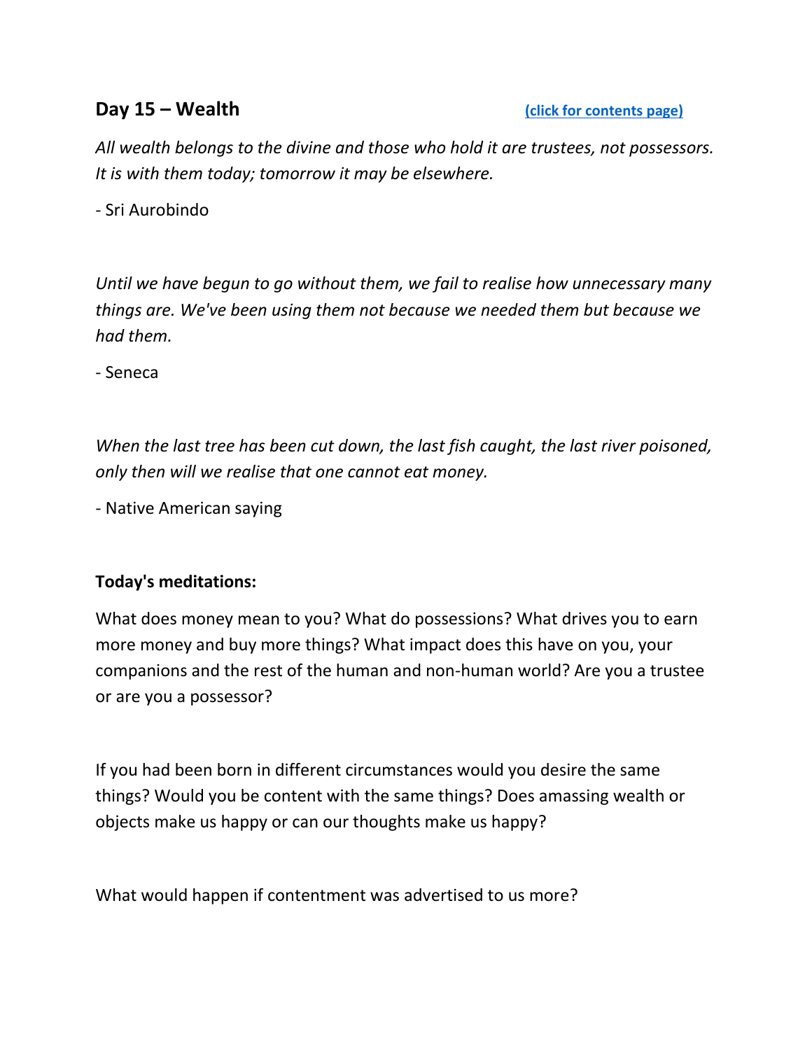## Day 15 – Wealth [(click for contents page)]

*All wealth belongs to the divine and those who hold it are trustees, not possessors. It is with them today; tomorrow it may be elsewhere.*

- Sri Aurobindo

*Until we have begun to go without them, we fail to realise how unnecessary many things are. We've been using them not because we needed them but because we had them.*

- Seneca

*When the last tree has been cut down, the last fish caught, the last river poisoned, only then will we realise that one cannot eat money.*

- Native American saying

**Today's meditations:**

What does money mean to you? What do possessions? What drives you to earn more money and buy more things? What impact does this have on you, your companions and the rest of the human and non-human world? Are you a trustee or are you a possessor?

If you had been born in different circumstances would you desire the same things? Would you be content with the same things? Does amassing wealth or objects make us happy or can our thoughts make us happy?

What would happen if contentment was advertised to us more?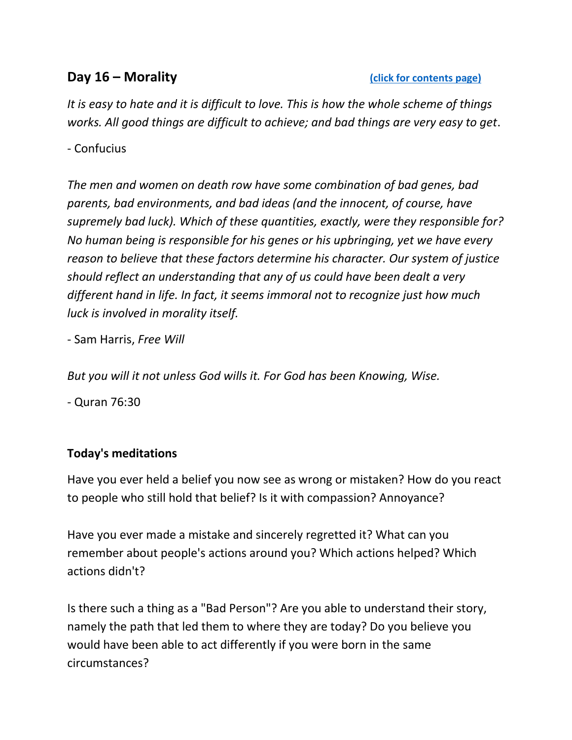## Day 16 – Morality

(click for contents page)

*It is easy to hate and it is difficult to love. This is how the whole scheme of things works. All good things are difficult to achieve; and bad things are very easy to get.*

- Confucius

*The men and women on death row have some combination of bad genes, bad parents, bad environments, and bad ideas (and the innocent, of course, have supremely bad luck). Which of these quantities, exactly, were they responsible for? No human being is responsible for his genes or his upbringing, yet we have every reason to believe that these factors determine his character. Our system of justice should reflect an understanding that any of us could have been dealt a very different hand in life. In fact, it seems immoral not to recognize just how much luck is involved in morality itself.*

- Sam Harris, *Free Will*

*But you will it not unless God wills it. For God has been Knowing, Wise.*

- Quran 76:30

### Today's meditations

Have you ever held a belief you now see as wrong or mistaken? How do you react to people who still hold that belief? Is it with compassion? Annoyance?

Have you ever made a mistake and sincerely regretted it? What can you remember about people's actions around you? Which actions helped? Which actions didn't?

Is there such a thing as a "Bad Person"? Are you able to understand their story, namely the path that led them to where they are today? Do you believe you would have been able to act differently if you were born in the same circumstances?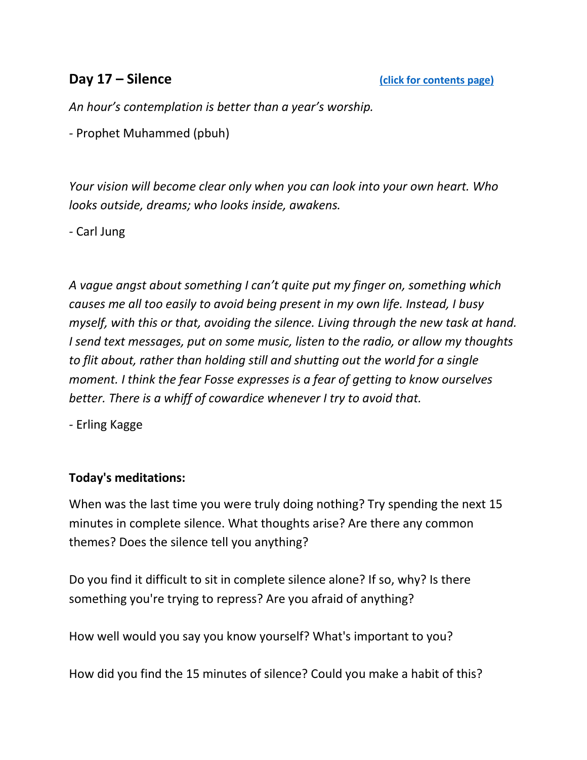## Day 17 – Silence

[(click for contents page)]

*An hour's contemplation is better than a year's worship.*

- Prophet Muhammed (pbuh)

*Your vision will become clear only when you can look into your own heart. Who looks outside, dreams; who looks inside, awakens.*

- Carl Jung

*A vague angst about something I can't quite put my finger on, something which causes me all too easily to avoid being present in my own life. Instead, I busy myself, with this or that, avoiding the silence. Living through the new task at hand. I send text messages, put on some music, listen to the radio, or allow my thoughts to flit about, rather than holding still and shutting out the world for a single moment. I think the fear Fosse expresses is a fear of getting to know ourselves better. There is a whiff of cowardice whenever I try to avoid that.*

- Erling Kagge

**Today's meditations:**

When was the last time you were truly doing nothing? Try spending the next 15 minutes in complete silence. What thoughts arise? Are there any common themes? Does the silence tell you anything?

Do you find it difficult to sit in complete silence alone? If so, why? Is there something you're trying to repress? Are you afraid of anything?

How well would you say you know yourself? What's important to you?

How did you find the 15 minutes of silence? Could you make a habit of this?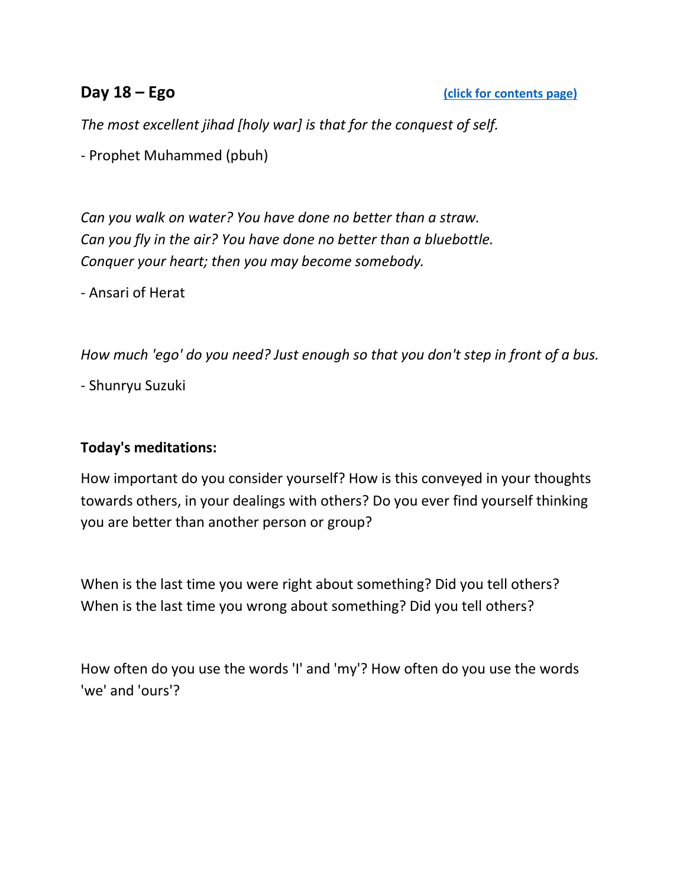## Day 18 – Ego (click for contents page)

*The most excellent jihad [holy war] is that for the conquest of self.*

- Prophet Muhammed (pbuh)

*Can you walk on water? You have done no better than a straw.*
*Can you fly in the air? You have done no better than a bluebottle.*
*Conquer your heart; then you may become somebody.*

- Ansari of Herat

*How much 'ego' do you need? Just enough so that you don't step in front of a bus.*

- Shunryu Suzuki

**Today's meditations:**

How important do you consider yourself? How is this conveyed in your thoughts towards others, in your dealings with others? Do you ever find yourself thinking you are better than another person or group?

When is the last time you were right about something? Did you tell others?
When is the last time you wrong about something? Did you tell others?

How often do you use the words 'I' and 'my'? How often do you use the words 'we' and 'ours'?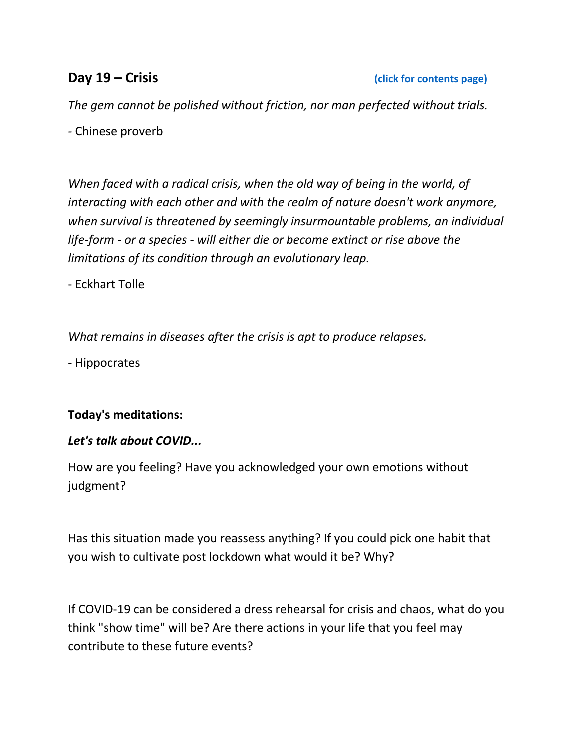## Day 19 – Crisis

(click for contents page)

*The gem cannot be polished without friction, nor man perfected without trials.*

- Chinese proverb

*When faced with a radical crisis, when the old way of being in the world, of interacting with each other and with the realm of nature doesn't work anymore, when survival is threatened by seemingly insurmountable problems, an individual life-form - or a species - will either die or become extinct or rise above the limitations of its condition through an evolutionary leap.*

- Eckhart Tolle

*What remains in diseases after the crisis is apt to produce relapses.*

- Hippocrates

**Today's meditations:**

***Let's talk about COVID...***

How are you feeling? Have you acknowledged your own emotions without judgment?

Has this situation made you reassess anything? If you could pick one habit that you wish to cultivate post lockdown what would it be? Why?

If COVID-19 can be considered a dress rehearsal for crisis and chaos, what do you think "show time" will be? Are there actions in your life that you feel may contribute to these future events?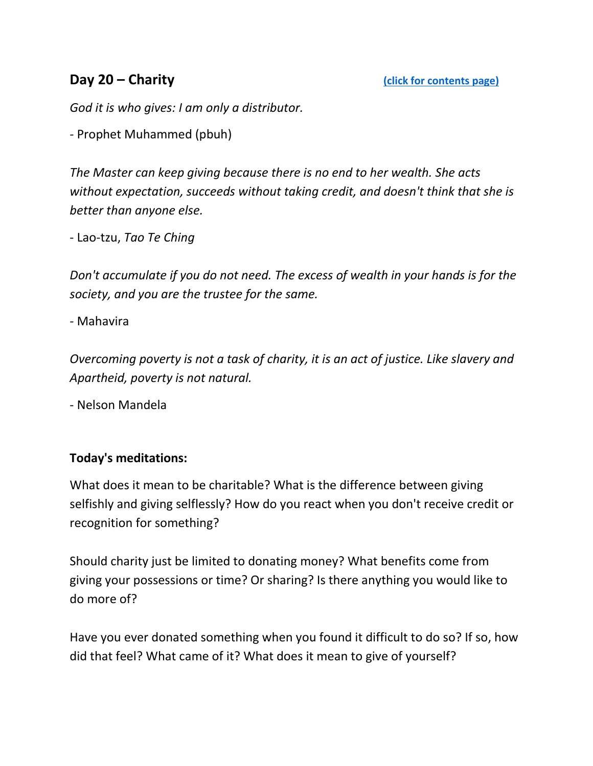## Day 20 – Charity

[(click for contents page)]

*God it is who gives: I am only a distributor.*

- Prophet Muhammed (pbuh)

*The Master can keep giving because there is no end to her wealth. She acts without expectation, succeeds without taking credit, and doesn't think that she is better than anyone else.*

- Lao-tzu, *Tao Te Ching*

*Don't accumulate if you do not need. The excess of wealth in your hands is for the society, and you are the trustee for the same.*

- Mahavira

*Overcoming poverty is not a task of charity, it is an act of justice. Like slavery and Apartheid, poverty is not natural.*

- Nelson Mandela

**Today's meditations:**

What does it mean to be charitable? What is the difference between giving selfishly and giving selflessly? How do you react when you don't receive credit or recognition for something?

Should charity just be limited to donating money? What benefits come from giving your possessions or time? Or sharing? Is there anything you would like to do more of?

Have you ever donated something when you found it difficult to do so? If so, how did that feel? What came of it? What does it mean to give of yourself?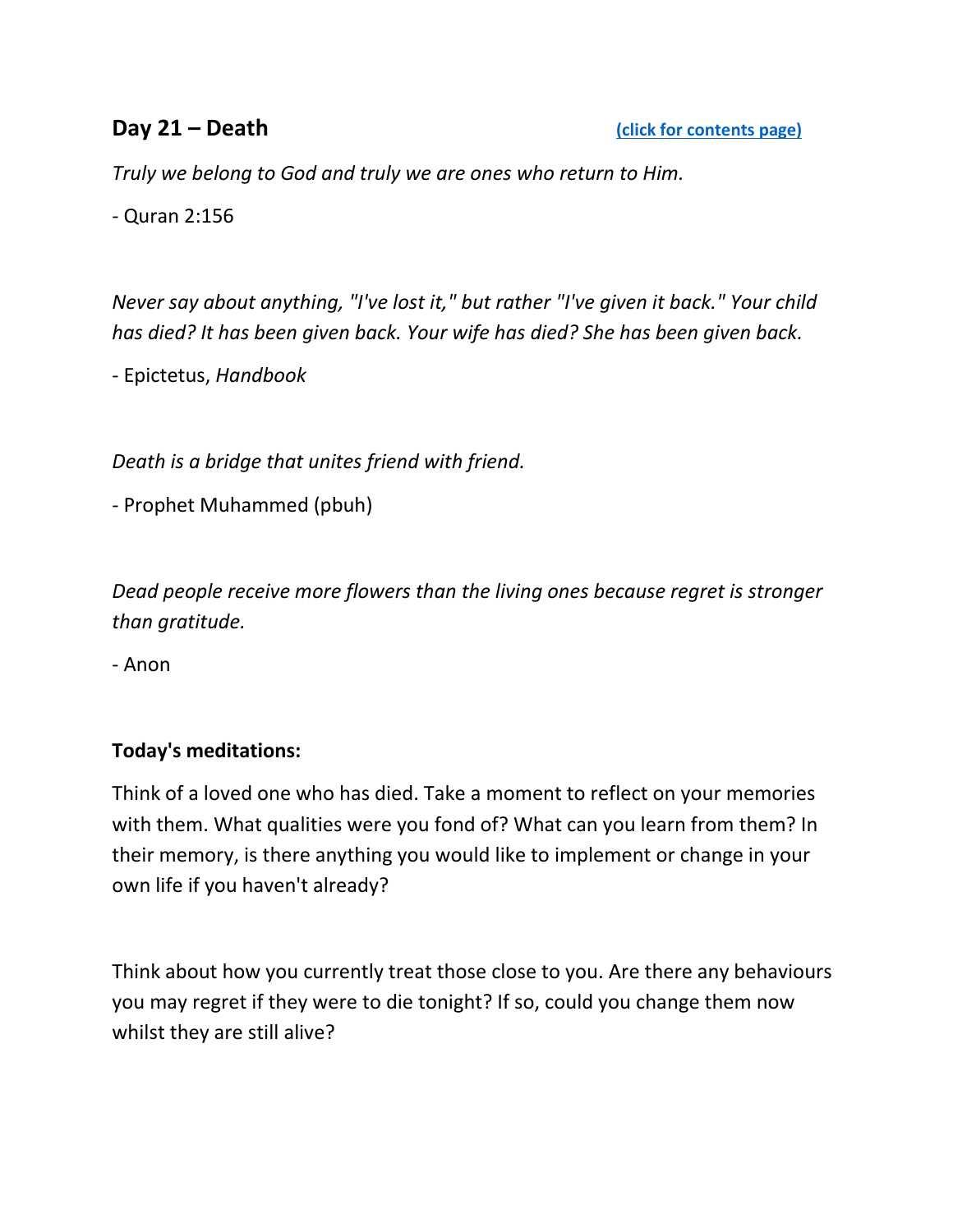## Day 21 – Death

[(click for contents page)]

*Truly we belong to God and truly we are ones who return to Him.*

- Quran 2:156

*Never say about anything, "I've lost it," but rather "I've given it back." Your child has died? It has been given back. Your wife has died? She has been given back.*

- Epictetus, *Handbook*

*Death is a bridge that unites friend with friend.*

- Prophet Muhammed (pbuh)

*Dead people receive more flowers than the living ones because regret is stronger than gratitude.*

- Anon

**Today's meditations:**

Think of a loved one who has died. Take a moment to reflect on your memories with them. What qualities were you fond of? What can you learn from them? In their memory, is there anything you would like to implement or change in your own life if you haven't already?

Think about how you currently treat those close to you. Are there any behaviours you may regret if they were to die tonight? If so, could you change them now whilst they are still alive?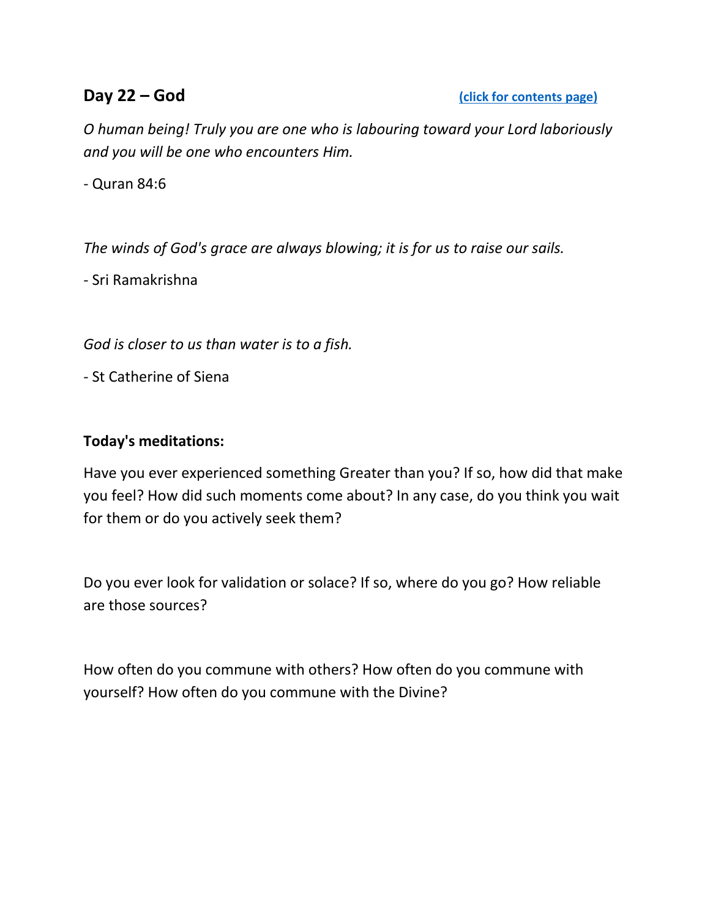## Day 22 – God

(click for contents page)

*O human being! Truly you are one who is labouring toward your Lord laboriously and you will be one who encounters Him.*

- Quran 84:6

*The winds of God's grace are always blowing; it is for us to raise our sails.*

- Sri Ramakrishna

*God is closer to us than water is to a fish.*

- St Catherine of Siena

**Today's meditations:**

Have you ever experienced something Greater than you? If so, how did that make you feel? How did such moments come about? In any case, do you think you wait for them or do you actively seek them?

Do you ever look for validation or solace? If so, where do you go? How reliable are those sources?

How often do you commune with others? How often do you commune with yourself? How often do you commune with the Divine?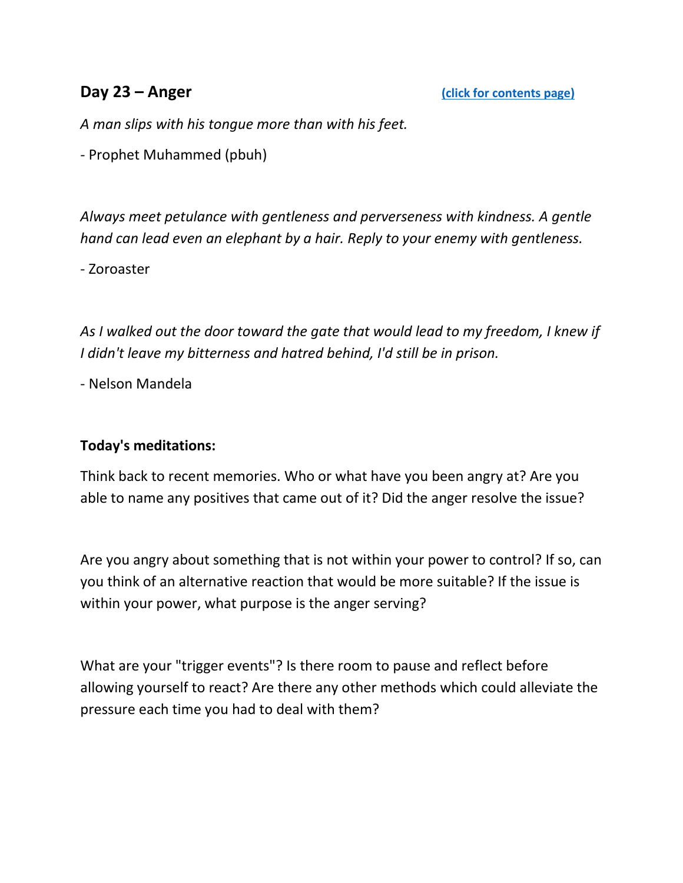## Day 23 – Anger

(click for contents page)

*A man slips with his tongue more than with his feet.*

- Prophet Muhammed (pbuh)

*Always meet petulance with gentleness and perverseness with kindness. A gentle hand can lead even an elephant by a hair. Reply to your enemy with gentleness.*

- Zoroaster

*As I walked out the door toward the gate that would lead to my freedom, I knew if I didn't leave my bitterness and hatred behind, I'd still be in prison.*

- Nelson Mandela

**Today's meditations:**

Think back to recent memories. Who or what have you been angry at? Are you able to name any positives that came out of it? Did the anger resolve the issue?

Are you angry about something that is not within your power to control? If so, can you think of an alternative reaction that would be more suitable? If the issue is within your power, what purpose is the anger serving?

What are your "trigger events"? Is there room to pause and reflect before allowing yourself to react? Are there any other methods which could alleviate the pressure each time you had to deal with them?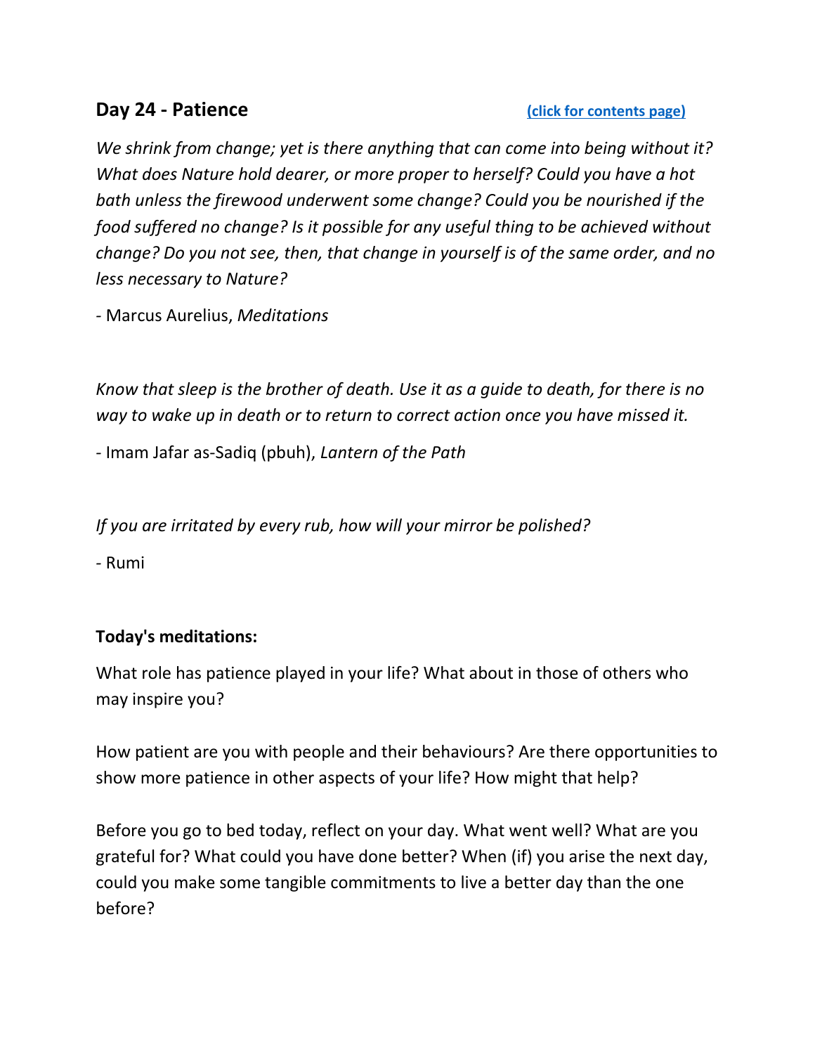## Day 24 - Patience

[(click for contents page)]

*We shrink from change; yet is there anything that can come into being without it? What does Nature hold dearer, or more proper to herself? Could you have a hot bath unless the firewood underwent some change? Could you be nourished if the food suffered no change? Is it possible for any useful thing to be achieved without change? Do you not see, then, that change in yourself is of the same order, and no less necessary to Nature?*

- Marcus Aurelius, *Meditations*

*Know that sleep is the brother of death. Use it as a guide to death, for there is no way to wake up in death or to return to correct action once you have missed it.*

- Imam Jafar as-Sadiq (pbuh), *Lantern of the Path*

*If you are irritated by every rub, how will your mirror be polished?*

- Rumi

**Today's meditations:**

What role has patience played in your life? What about in those of others who may inspire you?

How patient are you with people and their behaviours? Are there opportunities to show more patience in other aspects of your life? How might that help?

Before you go to bed today, reflect on your day. What went well? What are you grateful for? What could you have done better? When (if) you arise the next day, could you make some tangible commitments to live a better day than the one before?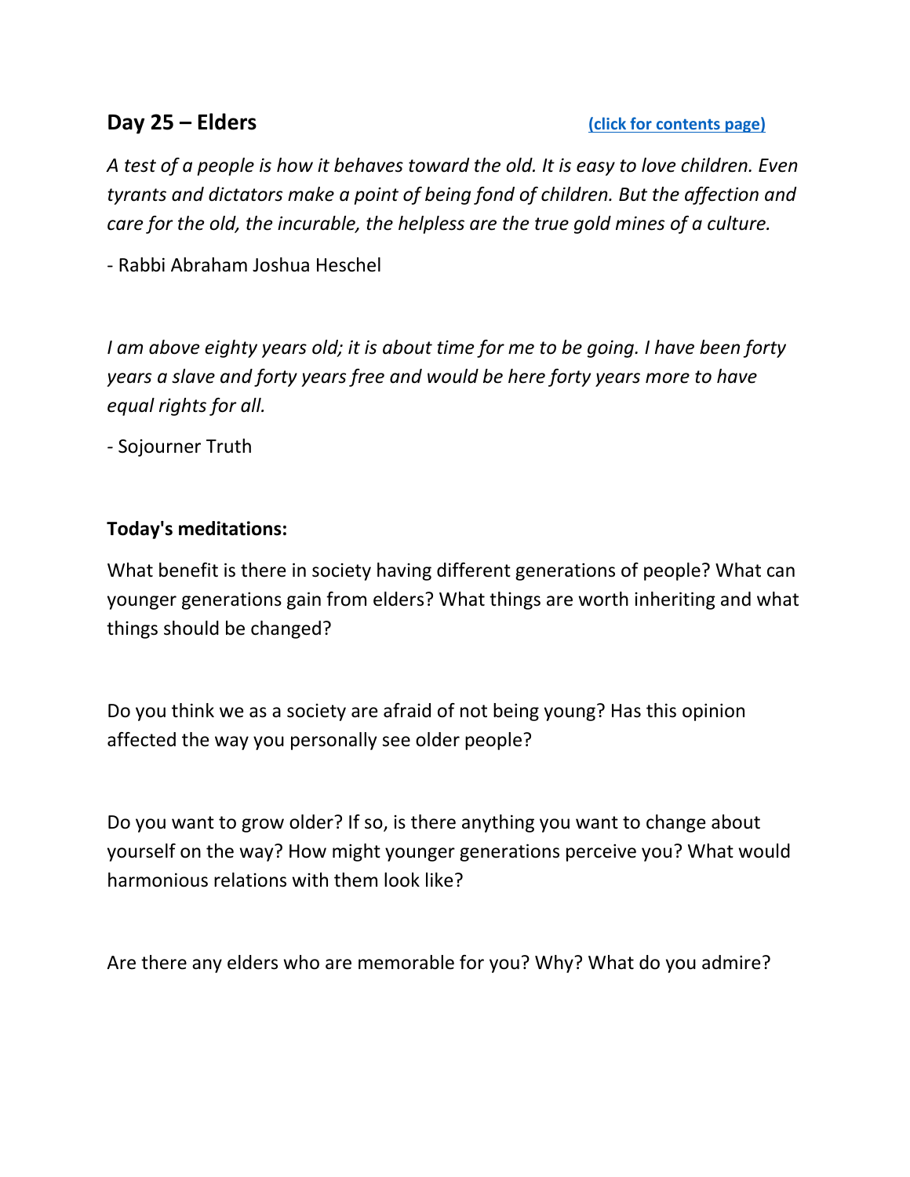## Day 25 – Elders

[(click for contents page)]

*A test of a people is how it behaves toward the old. It is easy to love children. Even tyrants and dictators make a point of being fond of children. But the affection and care for the old, the incurable, the helpless are the true gold mines of a culture.*

- Rabbi Abraham Joshua Heschel

*I am above eighty years old; it is about time for me to be going. I have been forty years a slave and forty years free and would be here forty years more to have equal rights for all.*

- Sojourner Truth

**Today's meditations:**

What benefit is there in society having different generations of people? What can younger generations gain from elders? What things are worth inheriting and what things should be changed?

Do you think we as a society are afraid of not being young? Has this opinion affected the way you personally see older people?

Do you want to grow older? If so, is there anything you want to change about yourself on the way? How might younger generations perceive you? What would harmonious relations with them look like?

Are there any elders who are memorable for you? Why? What do you admire?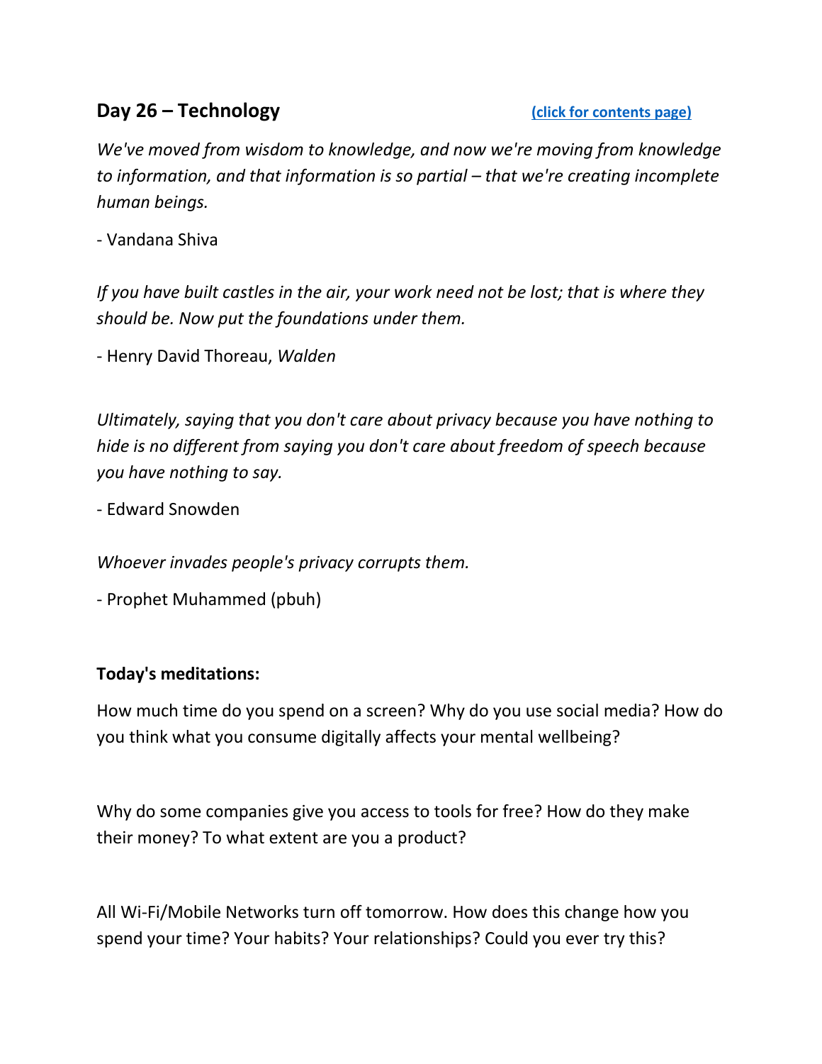## Day 26 – Technology

[(click for contents page)]

*We've moved from wisdom to knowledge, and now we're moving from knowledge to information, and that information is so partial – that we're creating incomplete human beings.*

- Vandana Shiva

*If you have built castles in the air, your work need not be lost; that is where they should be. Now put the foundations under them.*

- Henry David Thoreau, *Walden*

*Ultimately, saying that you don't care about privacy because you have nothing to hide is no different from saying you don't care about freedom of speech because you have nothing to say.*

- Edward Snowden

*Whoever invades people's privacy corrupts them.*

- Prophet Muhammed (pbuh)

**Today's meditations:**

How much time do you spend on a screen? Why do you use social media? How do you think what you consume digitally affects your mental wellbeing?

Why do some companies give you access to tools for free? How do they make their money? To what extent are you a product?

All Wi-Fi/Mobile Networks turn off tomorrow. How does this change how you spend your time? Your habits? Your relationships? Could you ever try this?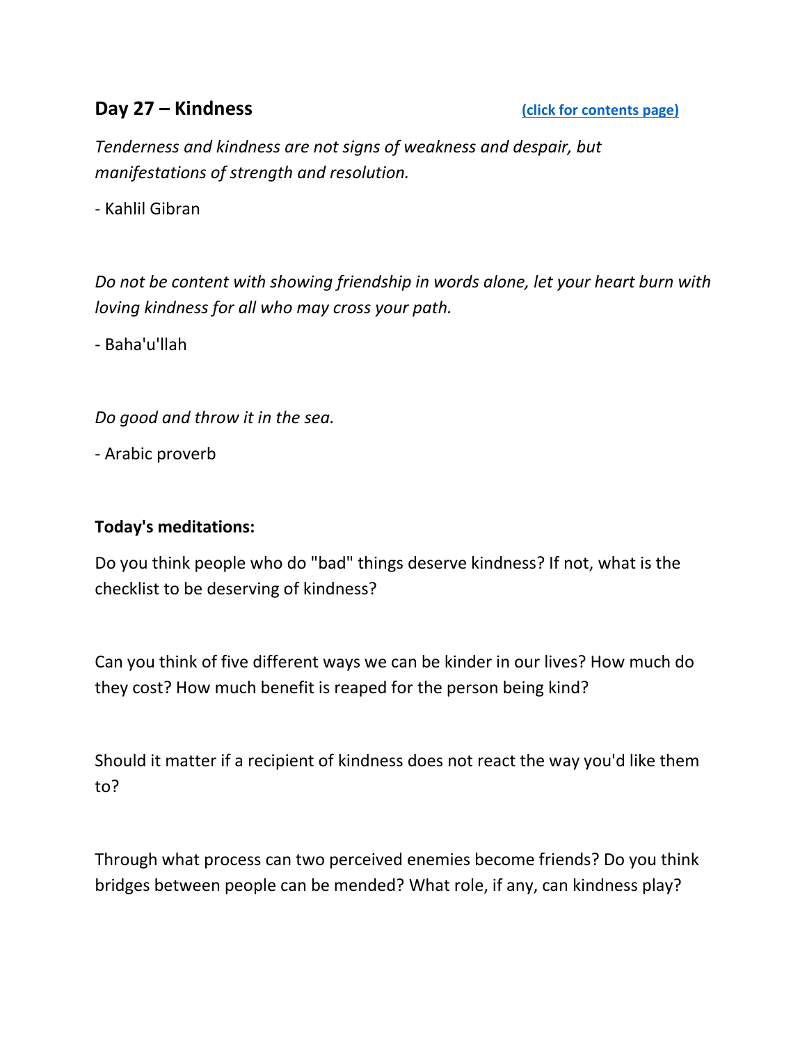## Day 27 – Kindness [(click for contents page)]

*Tenderness and kindness are not signs of weakness and despair, but manifestations of strength and resolution.*

- Kahlil Gibran

*Do not be content with showing friendship in words alone, let your heart burn with loving kindness for all who may cross your path.*

- Baha'u'llah

*Do good and throw it in the sea.*

- Arabic proverb

**Today's meditations:**

Do you think people who do "bad" things deserve kindness? If not, what is the checklist to be deserving of kindness?

Can you think of five different ways we can be kinder in our lives? How much do they cost? How much benefit is reaped for the person being kind?

Should it matter if a recipient of kindness does not react the way you'd like them to?

Through what process can two perceived enemies become friends? Do you think bridges between people can be mended? What role, if any, can kindness play?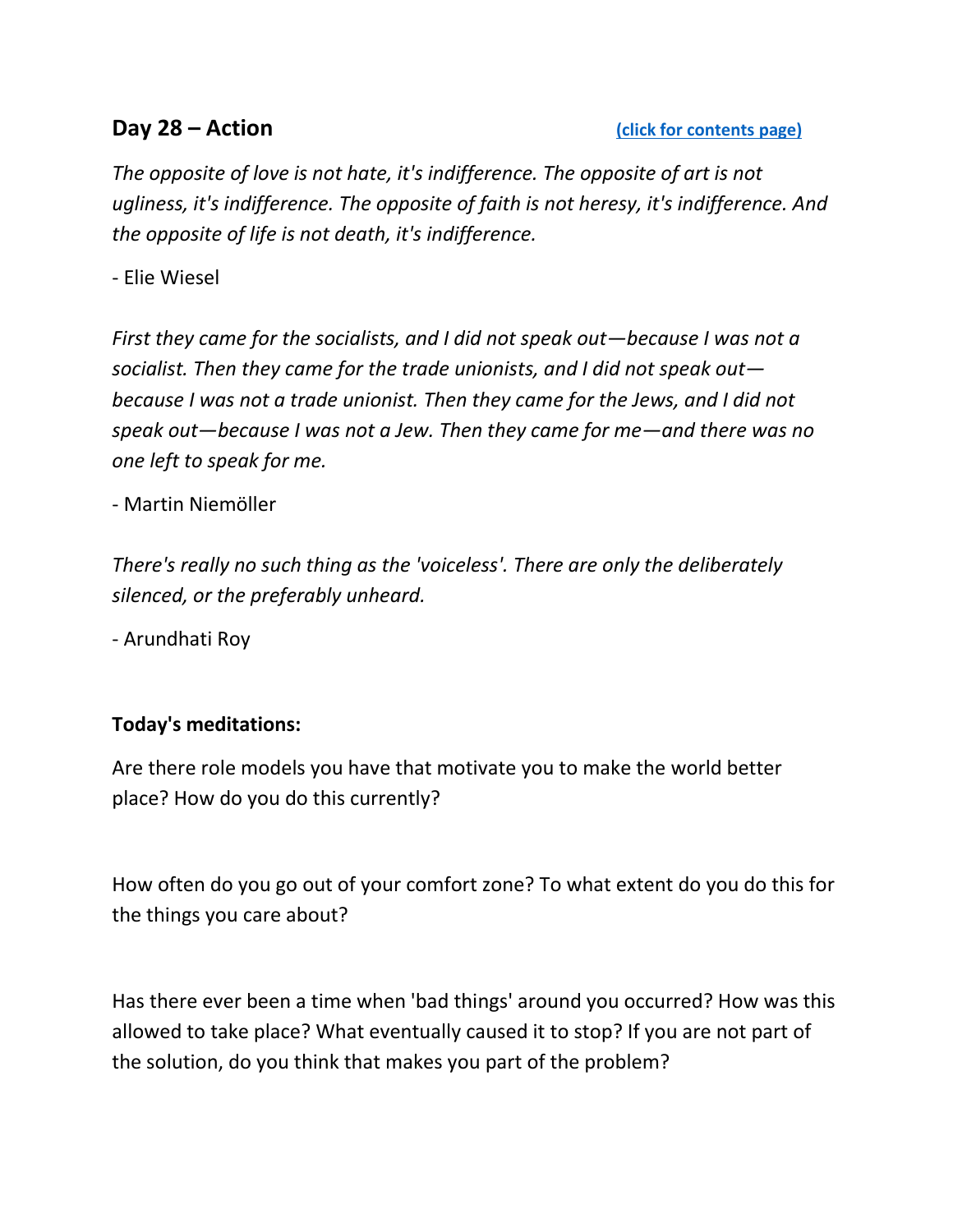## Day 28 – Action

[(click for contents page)]

*The opposite of love is not hate, it's indifference. The opposite of art is not ugliness, it's indifference. The opposite of faith is not heresy, it's indifference. And the opposite of life is not death, it's indifference.*

- Elie Wiesel

*First they came for the socialists, and I did not speak out—because I was not a socialist. Then they came for the trade unionists, and I did not speak out—because I was not a trade unionist. Then they came for the Jews, and I did not speak out—because I was not a Jew. Then they came for me—and there was no one left to speak for me.*

- Martin Niemöller

*There's really no such thing as the 'voiceless'. There are only the deliberately silenced, or the preferably unheard.*

- Arundhati Roy

**Today's meditations:**

Are there role models you have that motivate you to make the world better place? How do you do this currently?

How often do you go out of your comfort zone? To what extent do you do this for the things you care about?

Has there ever been a time when 'bad things' around you occurred? How was this allowed to take place? What eventually caused it to stop? If you are not part of the solution, do you think that makes you part of the problem?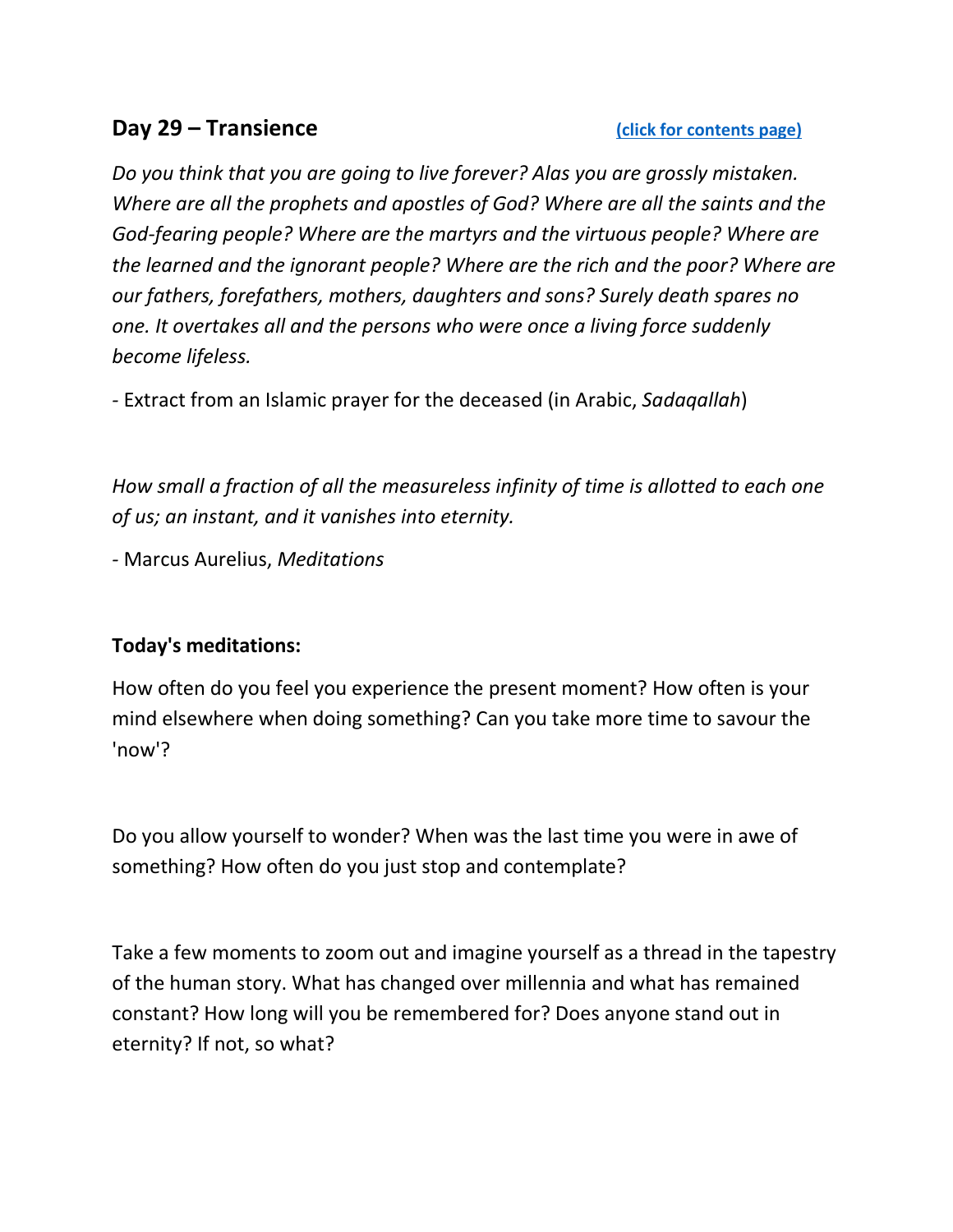## Day 29 – Transience

[(click for contents page)]

*Do you think that you are going to live forever? Alas you are grossly mistaken. Where are all the prophets and apostles of God? Where are all the saints and the God-fearing people? Where are the martyrs and the virtuous people? Where are the learned and the ignorant people? Where are the rich and the poor? Where are our fathers, forefathers, mothers, daughters and sons? Surely death spares no one. It overtakes all and the persons who were once a living force suddenly become lifeless.*

- Extract from an Islamic prayer for the deceased (in Arabic, *Sadaqallah*)

*How small a fraction of all the measureless infinity of time is allotted to each one of us; an instant, and it vanishes into eternity.*

- Marcus Aurelius, *Meditations*

**Today's meditations:**

How often do you feel you experience the present moment? How often is your mind elsewhere when doing something? Can you take more time to savour the 'now'?

Do you allow yourself to wonder? When was the last time you were in awe of something? How often do you just stop and contemplate?

Take a few moments to zoom out and imagine yourself as a thread in the tapestry of the human story. What has changed over millennia and what has remained constant? How long will you be remembered for? Does anyone stand out in eternity? If not, so what?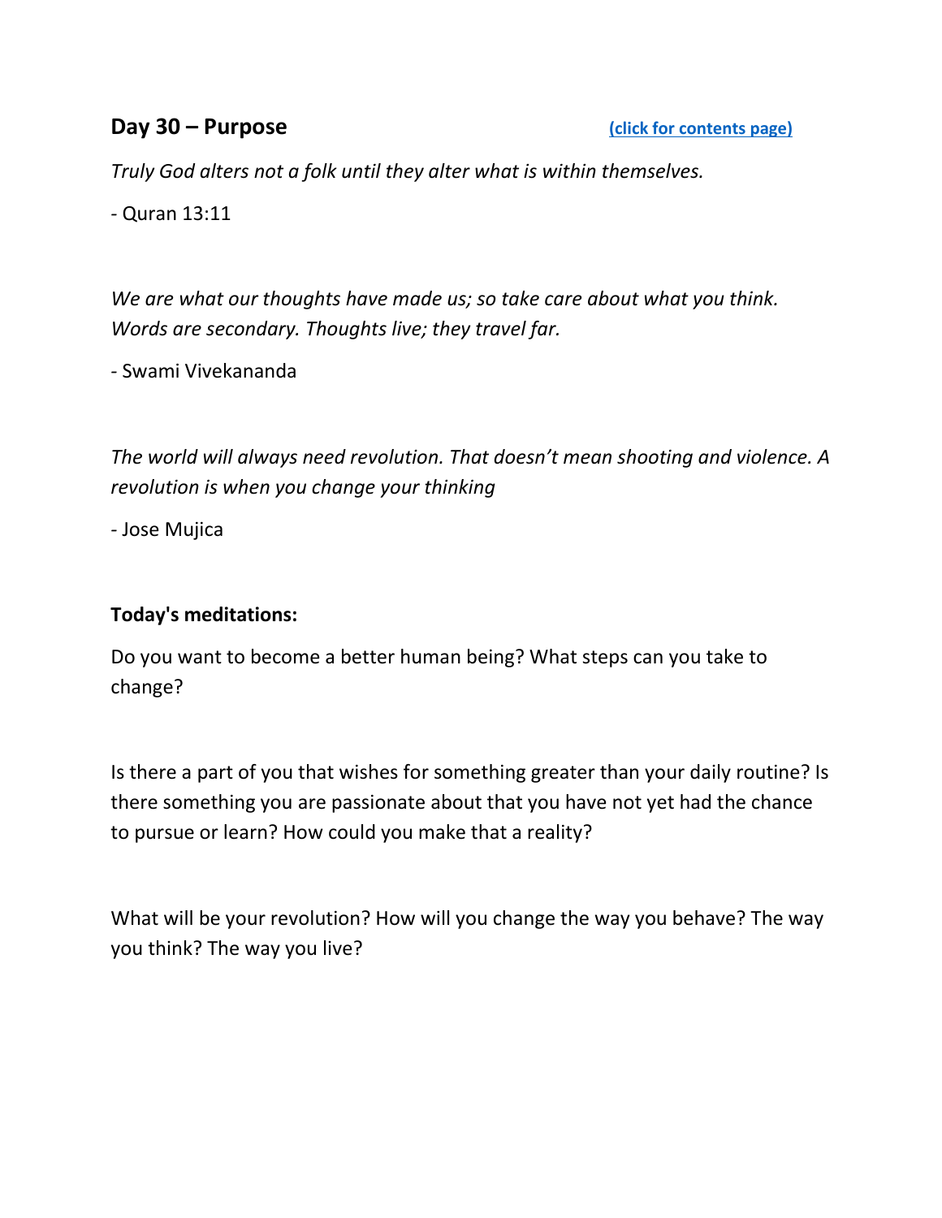## Day 30 – Purpose

(click for contents page)

*Truly God alters not a folk until they alter what is within themselves.*

- Quran 13:11

*We are what our thoughts have made us; so take care about what you think. Words are secondary. Thoughts live; they travel far.*

- Swami Vivekananda

*The world will always need revolution. That doesn't mean shooting and violence. A revolution is when you change your thinking*

- Jose Mujica

**Today's meditations:**

Do you want to become a better human being? What steps can you take to change?

Is there a part of you that wishes for something greater than your daily routine? Is there something you are passionate about that you have not yet had the chance to pursue or learn? How could you make that a reality?

What will be your revolution? How will you change the way you behave? The way you think? The way you live?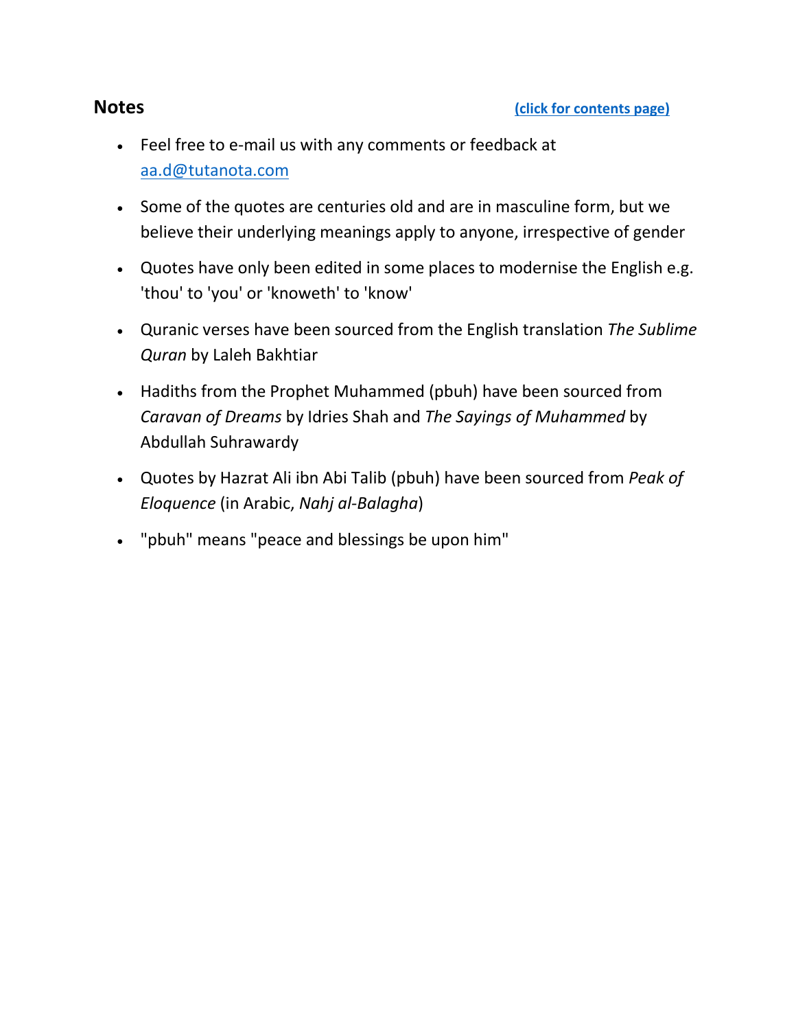## Notes

[(click for contents page)]

- Feel free to e-mail us with any comments or feedback at aa.d@tutanota.com
- Some of the quotes are centuries old and are in masculine form, but we believe their underlying meanings apply to anyone, irrespective of gender
- Quotes have only been edited in some places to modernise the English e.g. 'thou' to 'you' or 'knoweth' to 'know'
- Quranic verses have been sourced from the English translation *The Sublime Quran* by Laleh Bakhtiar
- Hadiths from the Prophet Muhammed (pbuh) have been sourced from *Caravan of Dreams* by Idries Shah and *The Sayings of Muhammed* by Abdullah Suhrawardy
- Quotes by Hazrat Ali ibn Abi Talib (pbuh) have been sourced from *Peak of Eloquence* (in Arabic, *Nahj al-Balagha*)
- "pbuh" means "peace and blessings be upon him"